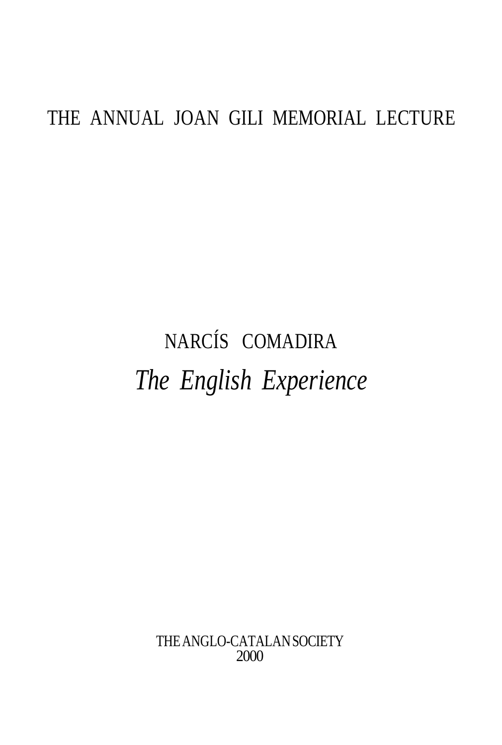THE ANNUAL JOAN GILI MEMORIAL LECTURE

NARCÍS COMADIRA

# *The English Experience*

THE ANGLO-CATALAN SOCIETY
2000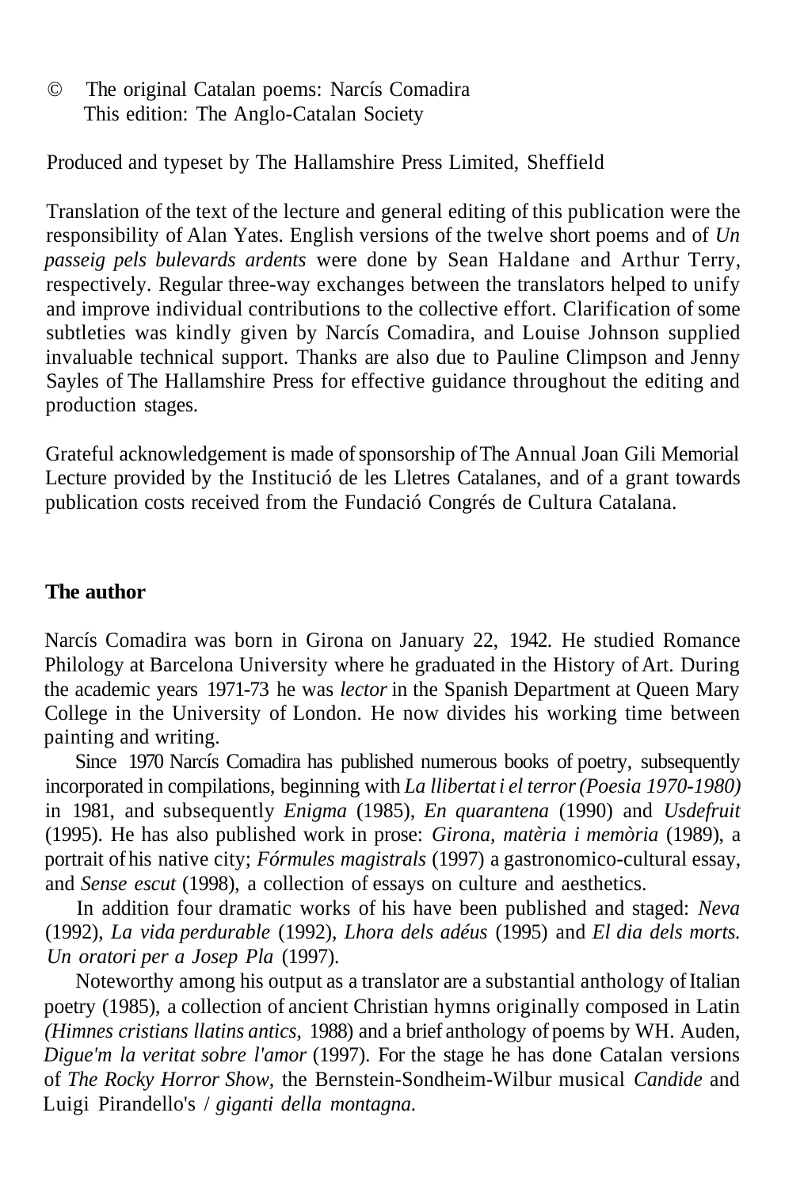© The original Catalan poems: Narcís Comadira
This edition: The Anglo-Catalan Society

Produced and typeset by The Hallamshire Press Limited, Sheffield

Translation of the text of the lecture and general editing of this publication were the responsibility of Alan Yates. English versions of the twelve short poems and of *Un passeig pels bulevards ardents* were done by Sean Haldane and Arthur Terry, respectively. Regular three-way exchanges between the translators helped to unify and improve individual contributions to the collective effort. Clarification of some subtleties was kindly given by Narcís Comadira, and Louise Johnson supplied invaluable technical support. Thanks are also due to Pauline Climpson and Jenny Sayles of The Hallamshire Press for effective guidance throughout the editing and production stages.

Grateful acknowledgement is made of sponsorship of The Annual Joan Gili Memorial Lecture provided by the Institució de les Lletres Catalanes, and of a grant towards publication costs received from the Fundació Congrés de Cultura Catalana.

**The author**

Narcís Comadira was born in Girona on January 22, 1942. He studied Romance Philology at Barcelona University where he graduated in the History of Art. During the academic years 1971-73 he was *lector* in the Spanish Department at Queen Mary College in the University of London. He now divides his working time between painting and writing.

Since 1970 Narcís Comadira has published numerous books of poetry, subsequently incorporated in compilations, beginning with *La llibertat i el terror (Poesia 1970-1980)* in 1981, and subsequently *Enigma* (1985), *En quarantena* (1990) and *Usdefruit* (1995). He has also published work in prose: *Girona, matèria i memòria* (1989), a portrait of his native city; *Fórmules magistrals* (1997) a gastronomico-cultural essay, and *Sense escut* (1998), a collection of essays on culture and aesthetics.

In addition four dramatic works of his have been published and staged: *Neva* (1992), *La vida perdurable* (1992), *Lhora dels adéus* (1995) and *El dia dels morts. Un oratori per a Josep Pla* (1997).

Noteworthy among his output as a translator are a substantial anthology of Italian poetry (1985), a collection of ancient Christian hymns originally composed in Latin *(Himnes cristians llatins antics,* 1988) and a brief anthology of poems by WH. Auden, *Digue'm la veritat sobre l'amor* (1997). For the stage he has done Catalan versions of *The Rocky Horror Show,* the Bernstein-Sondheim-Wilbur musical *Candide* and Luigi Pirandello's / *giganti della montagna.*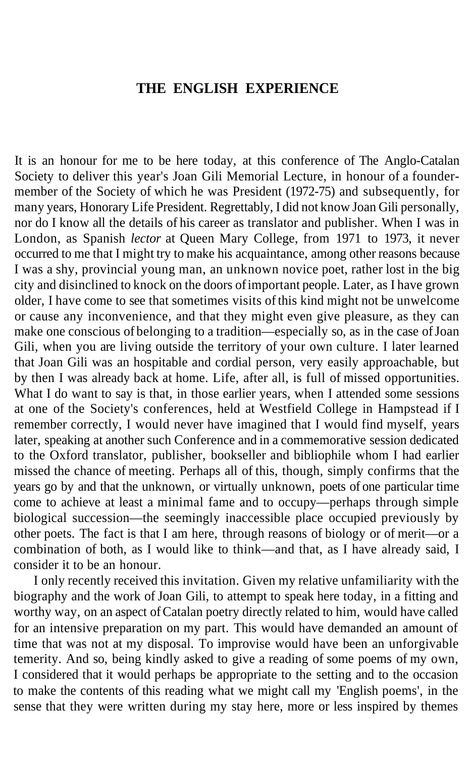## THE ENGLISH EXPERIENCE

It is an honour for me to be here today, at this conference of The Anglo-Catalan Society to deliver this year's Joan Gili Memorial Lecture, in honour of a founder-member of the Society of which he was President (1972-75) and subsequently, for many years, Honorary Life President. Regrettably, I did not know Joan Gili personally, nor do I know all the details of his career as translator and publisher. When I was in London, as Spanish *lector* at Queen Mary College, from 1971 to 1973, it never occurred to me that I might try to make his acquaintance, among other reasons because I was a shy, provincial young man, an unknown novice poet, rather lost in the big city and disinclined to knock on the doors of important people. Later, as I have grown older, I have come to see that sometimes visits of this kind might not be unwelcome or cause any inconvenience, and that they might even give pleasure, as they can make one conscious of belonging to a tradition—especially so, as in the case of Joan Gili, when you are living outside the territory of your own culture. I later learned that Joan Gili was an hospitable and cordial person, very easily approachable, but by then I was already back at home. Life, after all, is full of missed opportunities. What I do want to say is that, in those earlier years, when I attended some sessions at one of the Society's conferences, held at Westfield College in Hampstead if I remember correctly, I would never have imagined that I would find myself, years later, speaking at another such Conference and in a commemorative session dedicated to the Oxford translator, publisher, bookseller and bibliophile whom I had earlier missed the chance of meeting. Perhaps all of this, though, simply confirms that the years go by and that the unknown, or virtually unknown, poets of one particular time come to achieve at least a minimal fame and to occupy—perhaps through simple biological succession—the seemingly inaccessible place occupied previously by other poets. The fact is that I am here, through reasons of biology or of merit—or a combination of both, as I would like to think—and that, as I have already said, I consider it to be an honour.

I only recently received this invitation. Given my relative unfamiliarity with the biography and the work of Joan Gili, to attempt to speak here today, in a fitting and worthy way, on an aspect of Catalan poetry directly related to him, would have called for an intensive preparation on my part. This would have demanded an amount of time that was not at my disposal. To improvise would have been an unforgivable temerity. And so, being kindly asked to give a reading of some poems of my own, I considered that it would perhaps be appropriate to the setting and to the occasion to make the contents of this reading what we might call my 'English poems', in the sense that they were written during my stay here, more or less inspired by themes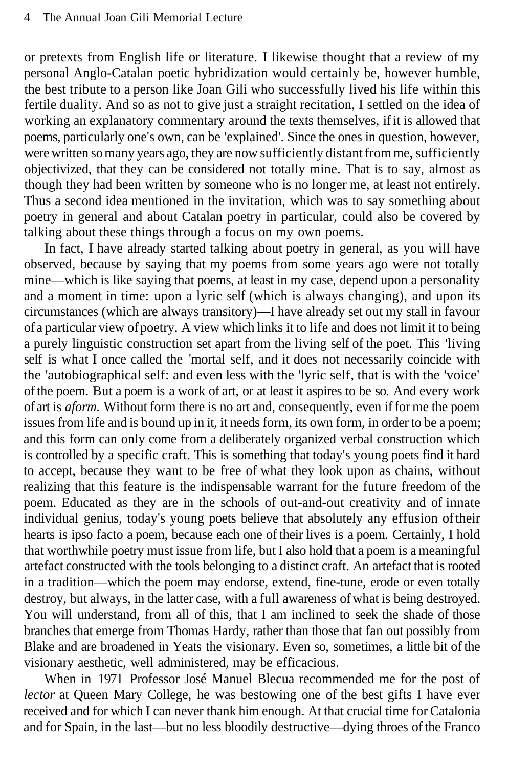or pretexts from English life or literature. I likewise thought that a review of my personal Anglo-Catalan poetic hybridization would certainly be, however humble, the best tribute to a person like Joan Gili who successfully lived his life within this fertile duality. And so as not to give just a straight recitation, I settled on the idea of working an explanatory commentary around the texts themselves, if it is allowed that poems, particularly one's own, can be 'explained'. Since the ones in question, however, were written so many years ago, they are now sufficiently distant from me, sufficiently objectivized, that they can be considered not totally mine. That is to say, almost as though they had been written by someone who is no longer me, at least not entirely. Thus a second idea mentioned in the invitation, which was to say something about poetry in general and about Catalan poetry in particular, could also be covered by talking about these things through a focus on my own poems.

In fact, I have already started talking about poetry in general, as you will have observed, because by saying that my poems from some years ago were not totally mine—which is like saying that poems, at least in my case, depend upon a personality and a moment in time: upon a lyric self (which is always changing), and upon its circumstances (which are always transitory)—I have already set out my stall in favour of a particular view of poetry. A view which links it to life and does not limit it to being a purely linguistic construction set apart from the living self of the poet. This 'living self is what I once called the 'mortal self, and it does not necessarily coincide with the 'autobiographical self: and even less with the 'lyric self, that is with the 'voice' of the poem. But a poem is a work of art, or at least it aspires to be so. And every work of art is *aform.* Without form there is no art and, consequently, even if for me the poem issues from life and is bound up in it, it needs form, its own form, in order to be a poem; and this form can only come from a deliberately organized verbal construction which is controlled by a specific craft. This is something that today's young poets find it hard to accept, because they want to be free of what they look upon as chains, without realizing that this feature is the indispensable warrant for the future freedom of the poem. Educated as they are in the schools of out-and-out creativity and of innate individual genius, today's young poets believe that absolutely any effusion of their hearts is ipso facto a poem, because each one of their lives is a poem. Certainly, I hold that worthwhile poetry must issue from life, but I also hold that a poem is a meaningful artefact constructed with the tools belonging to a distinct craft. An artefact that is rooted in a tradition—which the poem may endorse, extend, fine-tune, erode or even totally destroy, but always, in the latter case, with a full awareness of what is being destroyed. You will understand, from all of this, that I am inclined to seek the shade of those branches that emerge from Thomas Hardy, rather than those that fan out possibly from Blake and are broadened in Yeats the visionary. Even so, sometimes, a little bit of the visionary aesthetic, well administered, may be efficacious.

When in 1971 Professor José Manuel Blecua recommended me for the post of *lector* at Queen Mary College, he was bestowing one of the best gifts I have ever received and for which I can never thank him enough. At that crucial time for Catalonia and for Spain, in the last—but no less bloodily destructive—dying throes of the Franco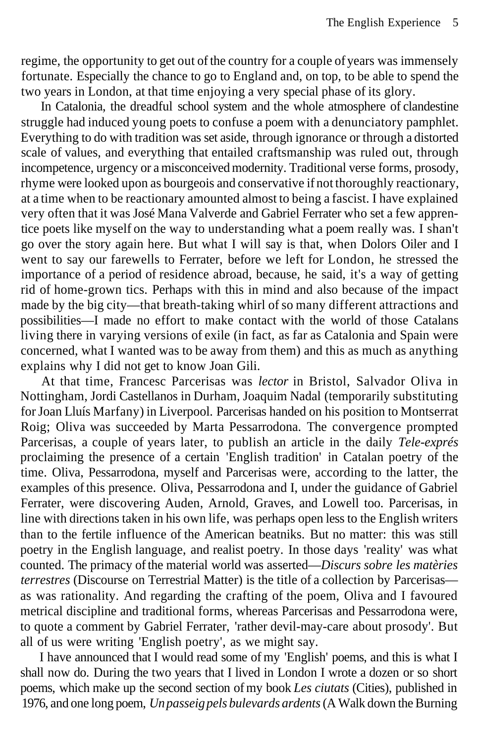regime, the opportunity to get out of the country for a couple of years was immensely fortunate. Especially the chance to go to England and, on top, to be able to spend the two years in London, at that time enjoying a very special phase of its glory.

In Catalonia, the dreadful school system and the whole atmosphere of clandestine struggle had induced young poets to confuse a poem with a denunciatory pamphlet. Everything to do with tradition was set aside, through ignorance or through a distorted scale of values, and everything that entailed craftsmanship was ruled out, through incompetence, urgency or a misconceived modernity. Traditional verse forms, prosody, rhyme were looked upon as bourgeois and conservative if not thoroughly reactionary, at a time when to be reactionary amounted almost to being a fascist. I have explained very often that it was José Mana Valverde and Gabriel Ferrater who set a few apprentice poets like myself on the way to understanding what a poem really was. I shan't go over the story again here. But what I will say is that, when Dolors Oiler and I went to say our farewells to Ferrater, before we left for London, he stressed the importance of a period of residence abroad, because, he said, it's a way of getting rid of home-grown tics. Perhaps with this in mind and also because of the impact made by the big city—that breath-taking whirl of so many different attractions and possibilities—I made no effort to make contact with the world of those Catalans living there in varying versions of exile (in fact, as far as Catalonia and Spain were concerned, what I wanted was to be away from them) and this as much as anything explains why I did not get to know Joan Gili.

At that time, Francesc Parcerisas was *lector* in Bristol, Salvador Oliva in Nottingham, Jordi Castellanos in Durham, Joaquim Nadal (temporarily substituting for Joan Lluís Marfany) in Liverpool. Parcerisas handed on his position to Montserrat Roig; Oliva was succeeded by Marta Pessarrodona. The convergence prompted Parcerisas, a couple of years later, to publish an article in the daily *Tele-exprés* proclaiming the presence of a certain 'English tradition' in Catalan poetry of the time. Oliva, Pessarrodona, myself and Parcerisas were, according to the latter, the examples of this presence. Oliva, Pessarrodona and I, under the guidance of Gabriel Ferrater, were discovering Auden, Arnold, Graves, and Lowell too. Parcerisas, in line with directions taken in his own life, was perhaps open less to the English writers than to the fertile influence of the American beatniks. But no matter: this was still poetry in the English language, and realist poetry. In those days 'reality' was what counted. The primacy of the material world was asserted—*Discurs sobre les matèries terrestres* (Discourse on Terrestrial Matter) is the title of a collection by Parcerisas—as was rationality. And regarding the crafting of the poem, Oliva and I favoured metrical discipline and traditional forms, whereas Parcerisas and Pessarrodona were, to quote a comment by Gabriel Ferrater, 'rather devil-may-care about prosody'. But all of us were writing 'English poetry', as we might say.

I have announced that I would read some of my 'English' poems, and this is what I shall now do. During the two years that I lived in London I wrote a dozen or so short poems, which make up the second section of my book *Les ciutats* (Cities), published in 1976, and one long poem, *Un passeig pels bulevards ardents* (A Walk down the Burning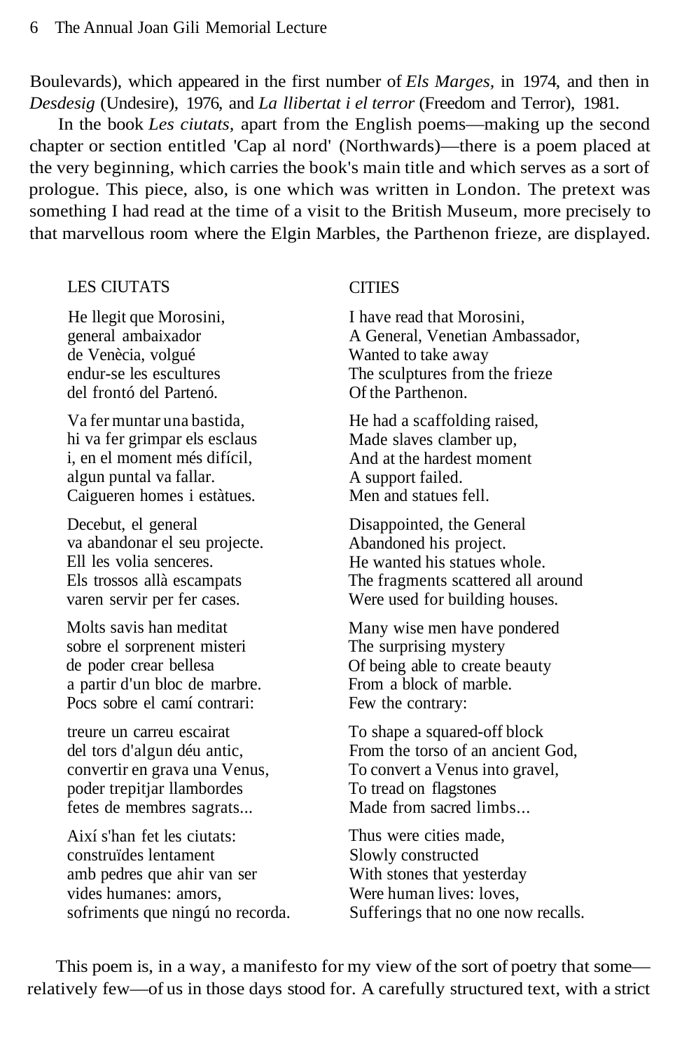Boulevards), which appeared in the first number of *Els Marges*, in 1974, and then in *Desdesig* (Undesire), 1976, and *La llibertat i el terror* (Freedom and Terror), 1981.

In the book *Les ciutats*, apart from the English poems—making up the second chapter or section entitled 'Cap al nord' (Northwards)—there is a poem placed at the very beginning, which carries the book's main title and which serves as a sort of prologue. This piece, also, is one which was written in London. The pretext was something I had read at the time of a visit to the British Museum, more precisely to that marvellous room where the Elgin Marbles, the Parthenon frieze, are displayed.

LES CIUTATS

He llegit que Morosini,
general ambaixador
de Venècia, volgué
endur-se les escultures
del frontó del Partenó.

Va fer muntar una bastida,
hi va fer grimpar els esclaus
i, en el moment més difícil,
algun puntal va fallar.
Caigueren homes i estàtues.

Decebut, el general
va abandonar el seu projecte.
Ell les volia senceres.
Els trossos allà escampats
varen servir per fer cases.

Molts savis han meditat
sobre el sorprenent misteri
de poder crear bellesa
a partir d'un bloc de marbre.
Pocs sobre el camí contrari:

treure un carreu escairat
del tors d'algun déu antic,
convertir en grava una Venus,
poder trepitjar llambordes
fetes de membres sagrats...

Així s'han fet les ciutats:
construïdes lentament
amb pedres que ahir van ser
vides humanes: amors,
sofriments que ningú no recorda.

CITIES

I have read that Morosini,
A General, Venetian Ambassador,
Wanted to take away
The sculptures from the frieze
Of the Parthenon.

He had a scaffolding raised,
Made slaves clamber up,
And at the hardest moment
A support failed.
Men and statues fell.

Disappointed, the General
Abandoned his project.
He wanted his statues whole.
The fragments scattered all around
Were used for building houses.

Many wise men have pondered
The surprising mystery
Of being able to create beauty
From a block of marble.
Few the contrary:

To shape a squared-off block
From the torso of an ancient God,
To convert a Venus into gravel,
To tread on flagstones
Made from sacred limbs...

Thus were cities made,
Slowly constructed
With stones that yesterday
Were human lives: loves,
Sufferings that no one now recalls.

This poem is, in a way, a manifesto for my view of the sort of poetry that some—relatively few—of us in those days stood for. A carefully structured text, with a strict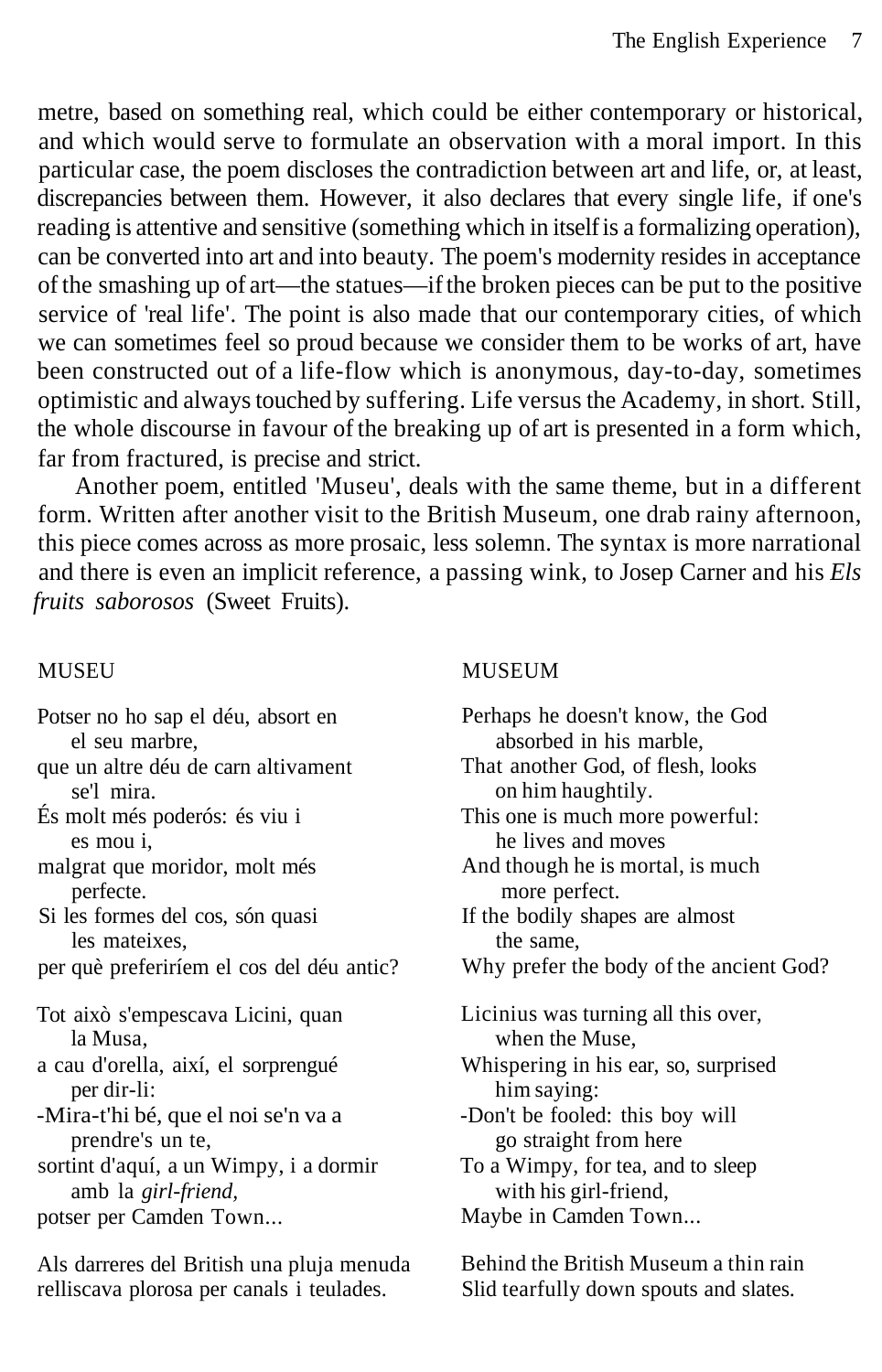metre, based on something real, which could be either contemporary or historical, and which would serve to formulate an observation with a moral import. In this particular case, the poem discloses the contradiction between art and life, or, at least, discrepancies between them. However, it also declares that every single life, if one's reading is attentive and sensitive (something which in itself is a formalizing operation), can be converted into art and into beauty. The poem's modernity resides in acceptance of the smashing up of art—the statues—if the broken pieces can be put to the positive service of 'real life'. The point is also made that our contemporary cities, of which we can sometimes feel so proud because we consider them to be works of art, have been constructed out of a life-flow which is anonymous, day-to-day, sometimes optimistic and always touched by suffering. Life versus the Academy, in short. Still, the whole discourse in favour of the breaking up of art is presented in a form which, far from fractured, is precise and strict.

Another poem, entitled 'Museu', deals with the same theme, but in a different form. Written after another visit to the British Museum, one drab rainy afternoon, this piece comes across as more prosaic, less solemn. The syntax is more narrational and there is even an implicit reference, a passing wink, to Josep Carner and his *Els fruits saborosos* (Sweet Fruits).

MUSEU

Potser no ho sap el déu, absort en
el seu marbre,
que un altre déu de carn altivament
se'l mira.
És molt més poderós: és viu i
es mou i,
malgrat que moridor, molt més
perfecte.
Si les formes del cos, són quasi
les mateixes,
per què preferiríem el cos del déu antic?

Tot això s'empescava Licini, quan
la Musa,
a cau d'orella, així, el sorprengué
per dir-li:
-Mira-t'hi bé, que el noi se'n va a
prendre's un te,
sortint d'aquí, a un Wimpy, i a dormir
amb la *girl-friend,*
potser per Camden Town...

Als darreres del British una pluja menuda
relliscava plorosa per canals i teulades.

MUSEUM

Perhaps he doesn't know, the God
absorbed in his marble,
That another God, of flesh, looks
on him haughtily.
This one is much more powerful:
he lives and moves
And though he is mortal, is much
more perfect.
If the bodily shapes are almost
the same,
Why prefer the body of the ancient God?

Licinius was turning all this over,
when the Muse,
Whispering in his ear, so, surprised
him saying:
-Don't be fooled: this boy will
go straight from here
To a Wimpy, for tea, and to sleep
with his girl-friend,
Maybe in Camden Town...

Behind the British Museum a thin rain
Slid tearfully down spouts and slates.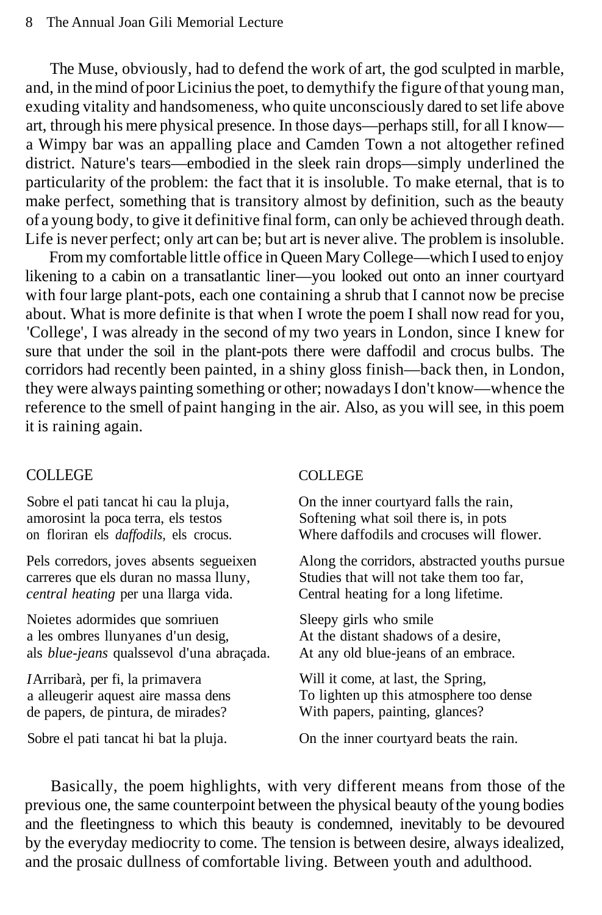The Muse, obviously, had to defend the work of art, the god sculpted in marble, and, in the mind of poor Licinius the poet, to demythify the figure of that young man, exuding vitality and handsomeness, who quite unconsciously dared to set life above art, through his mere physical presence. In those days—perhaps still, for all I know—a Wimpy bar was an appalling place and Camden Town a not altogether refined district. Nature's tears—embodied in the sleek rain drops—simply underlined the particularity of the problem: the fact that it is insoluble. To make eternal, that is to make perfect, something that is transitory almost by definition, such as the beauty of a young body, to give it definitive final form, can only be achieved through death. Life is never perfect; only art can be; but art is never alive. The problem is insoluble.

From my comfortable little office in Queen Mary College—which I used to enjoy likening to a cabin on a transatlantic liner—you looked out onto an inner courtyard with four large plant-pots, each one containing a shrub that I cannot now be precise about. What is more definite is that when I wrote the poem I shall now read for you, 'College', I was already in the second of my two years in London, since I knew for sure that under the soil in the plant-pots there were daffodil and crocus bulbs. The corridors had recently been painted, in a shiny gloss finish—back then, in London, they were always painting something or other; nowadays I don't know—whence the reference to the smell of paint hanging in the air. Also, as you will see, in this poem it is raining again.

COLLEGE

Sobre el pati tancat hi cau la pluja,
amorosint la poca terra, els testos
on floriran els *daffodils*, els crocus.

Pels corredors, joves absents segueixen
carreres que els duran no massa lluny,
*central heating* per una llarga vida.

Noietes adormides que somriuen
a les ombres llunyanes d'un desig,
als *blue-jeans* qualssevol d'una abraçada.

¿Arribarà, per fi, la primavera
a alleugerir aquest aire massa dens
de papers, de pintura, de mirades?

Sobre el pati tancat hi bat la pluja.

COLLEGE

On the inner courtyard falls the rain,
Softening what soil there is, in pots
Where daffodils and crocuses will flower.

Along the corridors, abstracted youths pursue
Studies that will not take them too far,
Central heating for a long lifetime.

Sleepy girls who smile
At the distant shadows of a desire,
At any old blue-jeans of an embrace.

Will it come, at last, the Spring,
To lighten up this atmosphere too dense
With papers, painting, glances?

On the inner courtyard beats the rain.

Basically, the poem highlights, with very different means from those of the previous one, the same counterpoint between the physical beauty of the young bodies and the fleetingness to which this beauty is condemned, inevitably to be devoured by the everyday mediocrity to come. The tension is between desire, always idealized, and the prosaic dullness of comfortable living. Between youth and adulthood.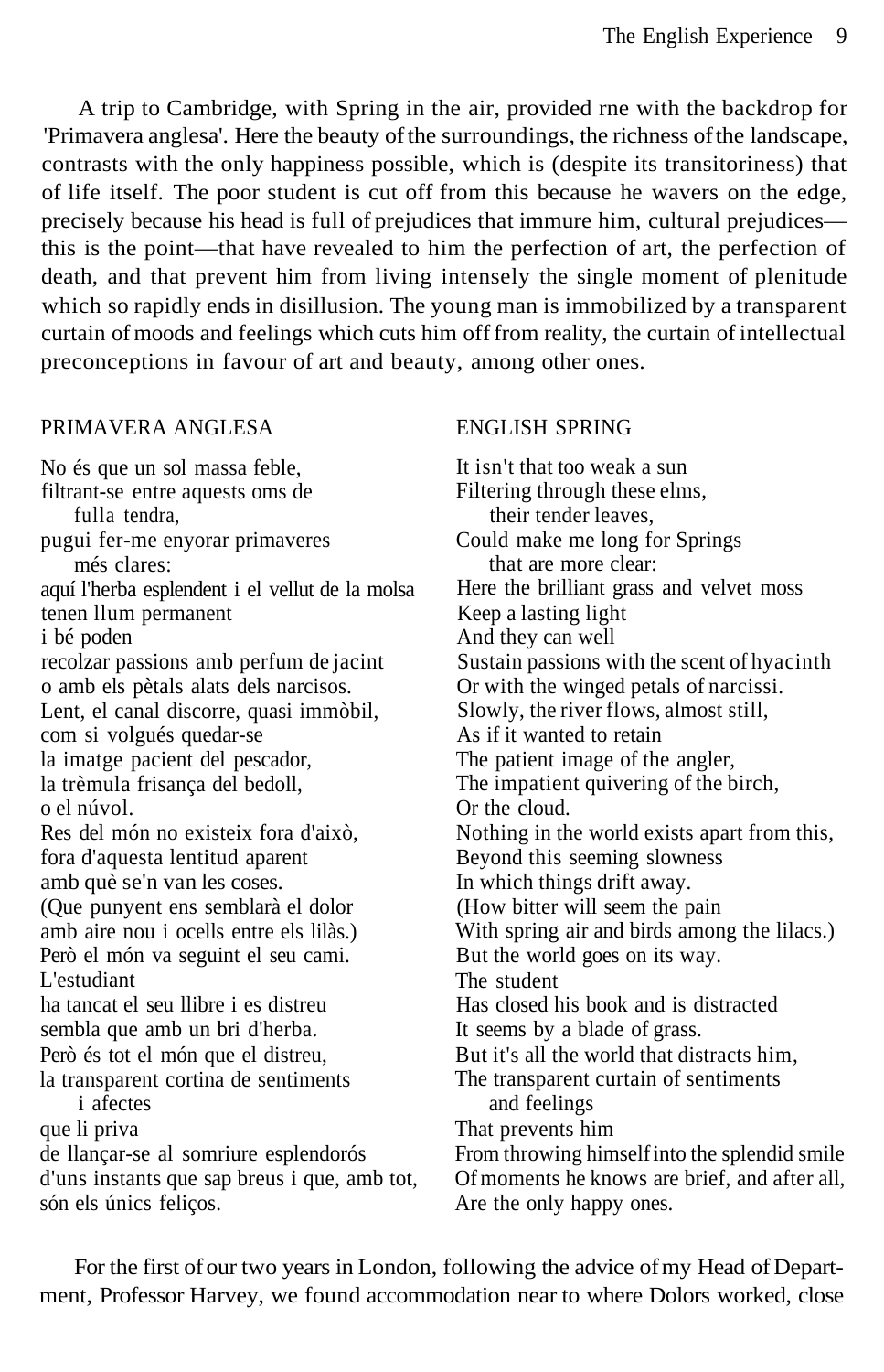A trip to Cambridge, with Spring in the air, provided rne with the backdrop for 'Primavera anglesa'. Here the beauty of the surroundings, the richness of the landscape, contrasts with the only happiness possible, which is (despite its transitoriness) that of life itself. The poor student is cut off from this because he wavers on the edge, precisely because his head is full of prejudices that immure him, cultural prejudices—this is the point—that have revealed to him the perfection of art, the perfection of death, and that prevent him from living intensely the single moment of plenitude which so rapidly ends in disillusion. The young man is immobilized by a transparent curtain of moods and feelings which cuts him off from reality, the curtain of intellectual preconceptions in favour of art and beauty, among other ones.

PRIMAVERA ANGLESA

No és que un sol massa feble,  
filtrant-se entre aquests oms de  
   fulla tendra,  
pugui fer-me enyorar primaveres  
   més clares:  
aquí l'herba esplendent i el vellut de la molsa  
tenen llum permanent  
i bé poden  
recolzar passions amb perfum de jacint  
o amb els pètals alats dels narcisos.  
Lent, el canal discorre, quasi immòbil,  
com si volgués quedar-se  
la imatge pacient del pescador,  
la trèmula frisança del bedoll,  
o el núvol.  
Res del món no existeix fora d'això,  
fora d'aquesta lentitud aparent  
amb què se'n van les coses.  
(Que punyent ens semblarà el dolor  
amb aire nou i ocells entre els lilàs.)  
Però el món va seguint el seu cami.  
L'estudiant  
ha tancat el seu llibre i es distreu  
sembla que amb un bri d'herba.  
Però és tot el món que el distreu,  
la transparent cortina de sentiments  
   i afectes  
que li priva  
de llançar-se al somriure esplendorós  
d'uns instants que sap breus i que, amb tot,  
són els únics feliços.

ENGLISH SPRING

It isn't that too weak a sun  
Filtering through these elms,  
   their tender leaves,  
Could make me long for Springs  
   that are more clear:  
Here the brilliant grass and velvet moss  
Keep a lasting light  
And they can well  
Sustain passions with the scent of hyacinth  
Or with the winged petals of narcissi.  
Slowly, the river flows, almost still,  
As if it wanted to retain  
The patient image of the angler,  
The impatient quivering of the birch,  
Or the cloud.  
Nothing in the world exists apart from this,  
Beyond this seeming slowness  
In which things drift away.  
(How bitter will seem the pain  
With spring air and birds among the lilacs.)  
But the world goes on its way.  
The student  
Has closed his book and is distracted  
It seems by a blade of grass.  
But it's all the world that distracts him,  
The transparent curtain of sentiments  
   and feelings  
That prevents him  
From throwing himself into the splendid smile  
Of moments he knows are brief, and after all,  
Are the only happy ones.

For the first of our two years in London, following the advice of my Head of Department, Professor Harvey, we found accommodation near to where Dolors worked, close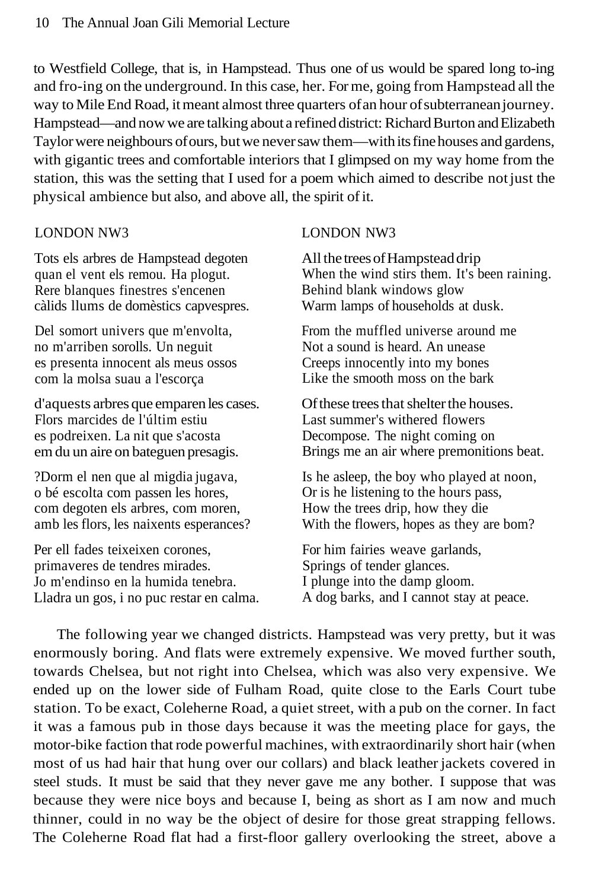to Westfield College, that is, in Hampstead. Thus one of us would be spared long to-ing and fro-ing on the underground. In this case, her. For me, going from Hampstead all the way to Mile End Road, it meant almost three quarters of an hour of subterranean journey. Hampstead—and now we are talking about a refined district: Richard Burton and Elizabeth Taylor were neighbours of ours, but we never saw them—with its fine houses and gardens, with gigantic trees and comfortable interiors that I glimpsed on my way home from the station, this was the setting that I used for a poem which aimed to describe not just the physical ambience but also, and above all, the spirit of it.

LONDON NW3

Tots els arbres de Hampstead degoten
quan el vent els remou. Ha plogut.
Rere blanques finestres s'encenen
càlids llums de domèstics capvespres.

Del somort univers que m'envolta,
no m'arriben sorolls. Un neguit
es presenta innocent als meus ossos
com la molsa suau a l'escorça

d'aquests arbres que emparen les cases.
Flors marcides de l'últim estiu
es podreixen. La nit que s'acosta
em du un aire on bateguen presagis.

?Dorm el nen que al migdia jugava,
o bé escolta com passen les hores,
com degoten els arbres, com moren,
amb les flors, les naixents esperances?

Per ell fades teixeixen corones,
primaveres de tendres mirades.
Jo m'endinso en la humida tenebra.
Lladra un gos, i no puc restar en calma.

LONDON NW3

All the trees of Hampstead drip
When the wind stirs them. It's been raining.
Behind blank windows glow
Warm lamps of households at dusk.

From the muffled universe around me
Not a sound is heard. An unease
Creeps innocently into my bones
Like the smooth moss on the bark

Of these trees that shelter the houses.
Last summer's withered flowers
Decompose. The night coming on
Brings me an air where premonitions beat.

Is he asleep, the boy who played at noon,
Or is he listening to the hours pass,
How the trees drip, how they die
With the flowers, hopes as they are bom?

For him fairies weave garlands,
Springs of tender glances.
I plunge into the damp gloom.
A dog barks, and I cannot stay at peace.

The following year we changed districts. Hampstead was very pretty, but it was enormously boring. And flats were extremely expensive. We moved further south, towards Chelsea, but not right into Chelsea, which was also very expensive. We ended up on the lower side of Fulham Road, quite close to the Earls Court tube station. To be exact, Coleherne Road, a quiet street, with a pub on the corner. In fact it was a famous pub in those days because it was the meeting place for gays, the motor-bike faction that rode powerful machines, with extraordinarily short hair (when most of us had hair that hung over our collars) and black leather jackets covered in steel studs. It must be said that they never gave me any bother. I suppose that was because they were nice boys and because I, being as short as I am now and much thinner, could in no way be the object of desire for those great strapping fellows. The Coleherne Road flat had a first-floor gallery overlooking the street, above a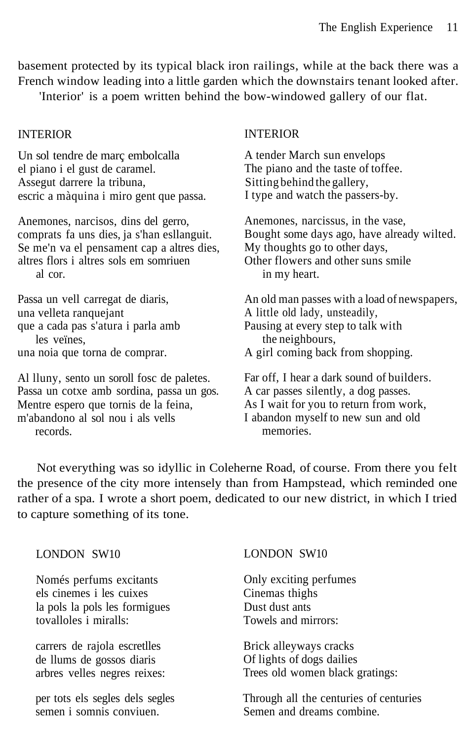basement protected by its typical black iron railings, while at the back there was a French window leading into a little garden which the downstairs tenant looked after.

'Interior' is a poem written behind the bow-windowed gallery of our flat.

INTERIOR

Un sol tendre de març embolcalla
el piano i el gust de caramel.
Assegut darrere la tribuna,
escric a màquina i miro gent que passa.

Anemones, narcisos, dins del gerro,
comprats fa uns dies, ja s'han esllanguit.
Se me'n va el pensament cap a altres dies,
altres flors i altres sols em somriuen
al cor.

Passa un vell carregat de diaris,
una velleta ranquejant
que a cada pas s'atura i parla amb
les veïnes,
una noia que torna de comprar.

Al lluny, sento un soroll fosc de paletes.
Passa un cotxe amb sordina, passa un gos.
Mentre espero que tornis de la feina,
m'abandono al sol nou i als vells
records.

INTERIOR

A tender March sun envelops
The piano and the taste of toffee.
Sitting behind the gallery,
I type and watch the passers-by.

Anemones, narcissus, in the vase,
Bought some days ago, have already wilted.
My thoughts go to other days,
Other flowers and other suns smile
in my heart.

An old man passes with a load of newspapers,
A little old lady, unsteadily,
Pausing at every step to talk with
the neighbours,
A girl coming back from shopping.

Far off, I hear a dark sound of builders.
A car passes silently, a dog passes.
As I wait for you to return from work,
I abandon myself to new sun and old
memories.

Not everything was so idyllic in Coleherne Road, of course. From there you felt the presence of the city more intensely than from Hampstead, which reminded one rather of a spa. I wrote a short poem, dedicated to our new district, in which I tried to capture something of its tone.

LONDON SW10

Només perfums excitants
els cinemes i les cuixes
la pols la pols les formigues
tovalloles i miralls:

carrers de rajola escretlles
de llums de gossos diaris
arbres velles negres reixes:

per tots els segles dels segles
semen i somnis conviuen.

LONDON SW10

Only exciting perfumes
Cinemas thighs
Dust dust ants
Towels and mirrors:

Brick alleyways cracks
Of lights of dogs dailies
Trees old women black gratings:

Through all the centuries of centuries
Semen and dreams combine.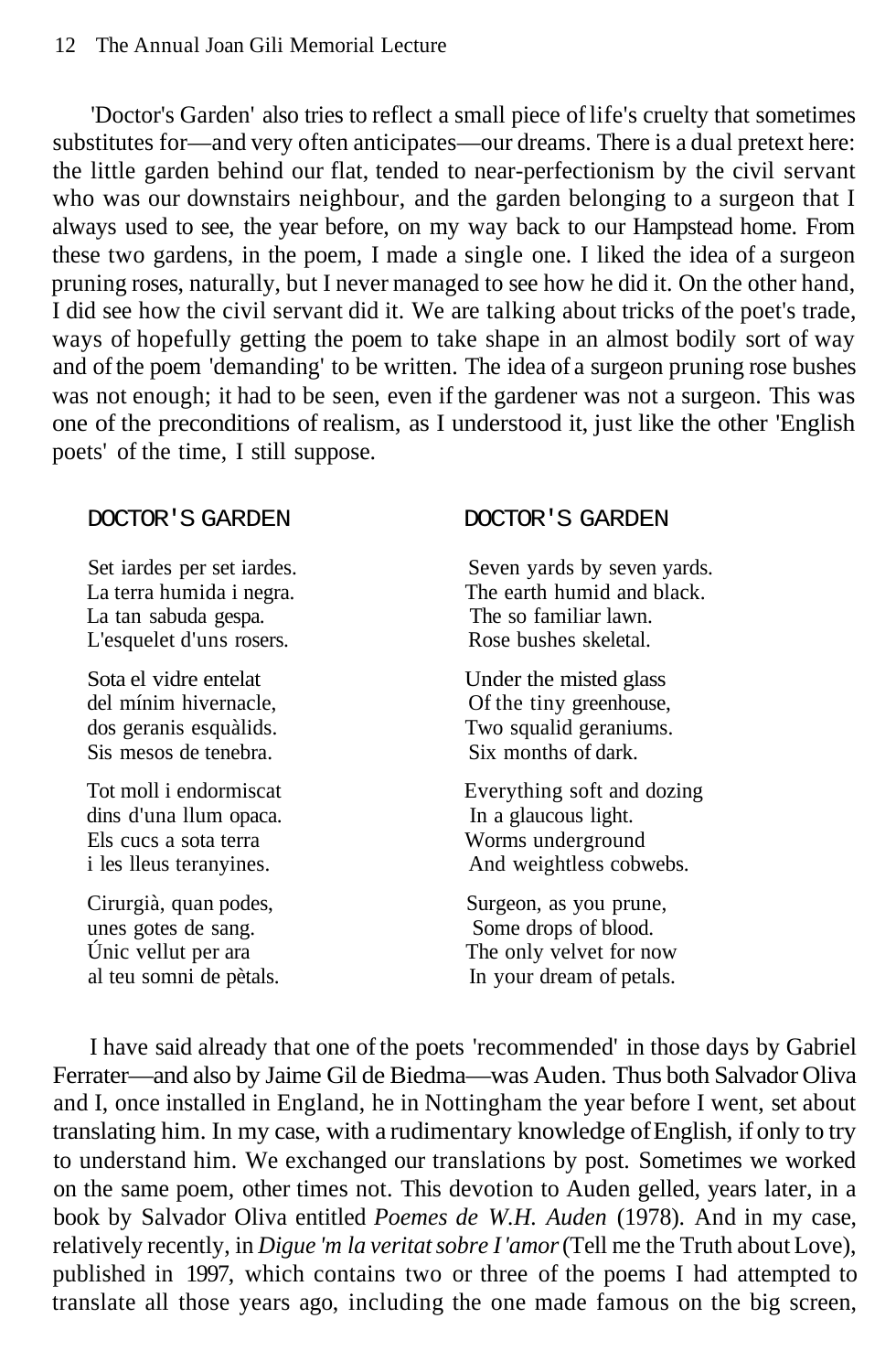'Doctor's Garden' also tries to reflect a small piece of life's cruelty that sometimes substitutes for—and very often anticipates—our dreams. There is a dual pretext here: the little garden behind our flat, tended to near-perfectionism by the civil servant who was our downstairs neighbour, and the garden belonging to a surgeon that I always used to see, the year before, on my way back to our Hampstead home. From these two gardens, in the poem, I made a single one. I liked the idea of a surgeon pruning roses, naturally, but I never managed to see how he did it. On the other hand, I did see how the civil servant did it. We are talking about tricks of the poet's trade, ways of hopefully getting the poem to take shape in an almost bodily sort of way and of the poem 'demanding' to be written. The idea of a surgeon pruning rose bushes was not enough; it had to be seen, even if the gardener was not a surgeon. This was one of the preconditions of realism, as I understood it, just like the other 'English poets' of the time, I still suppose.

| DOCTOR'S GARDEN | DOCTOR'S GARDEN |
|---|---|
| Set iardes per set iardes.<br>La terra humida i negra.<br>La tan sabuda gespa.<br>L'esquelet d'uns rosers. | Seven yards by seven yards.<br>The earth humid and black.<br>The so familiar lawn.<br>Rose bushes skeletal. |
| Sota el vidre entelat<br>del mínim hivernacle,<br>dos geranis esquàlids.<br>Sis mesos de tenebra. | Under the misted glass<br>Of the tiny greenhouse,<br>Two squalid geraniums.<br>Six months of dark. |
| Tot moll i endormiscat<br>dins d'una llum opaca.<br>Els cucs a sota terra<br>i les lleus teranyines. | Everything soft and dozing<br>In a glaucous light.<br>Worms underground<br>And weightless cobwebs. |
| Cirurgià, quan podes,<br>unes gotes de sang.<br>Únic vellut per ara<br>al teu somni de pètals. | Surgeon, as you prune,<br>Some drops of blood.<br>The only velvet for now<br>In your dream of petals. |

I have said already that one of the poets 'recommended' in those days by Gabriel Ferrater—and also by Jaime Gil de Biedma—was Auden. Thus both Salvador Oliva and I, once installed in England, he in Nottingham the year before I went, set about translating him. In my case, with a rudimentary knowledge of English, if only to try to understand him. We exchanged our translations by post. Sometimes we worked on the same poem, other times not. This devotion to Auden gelled, years later, in a book by Salvador Oliva entitled *Poemes de W.H. Auden* (1978). And in my case, relatively recently, in *Digue 'm la veritat sobre I 'amor* (Tell me the Truth about Love), published in 1997, which contains two or three of the poems I had attempted to translate all those years ago, including the one made famous on the big screen,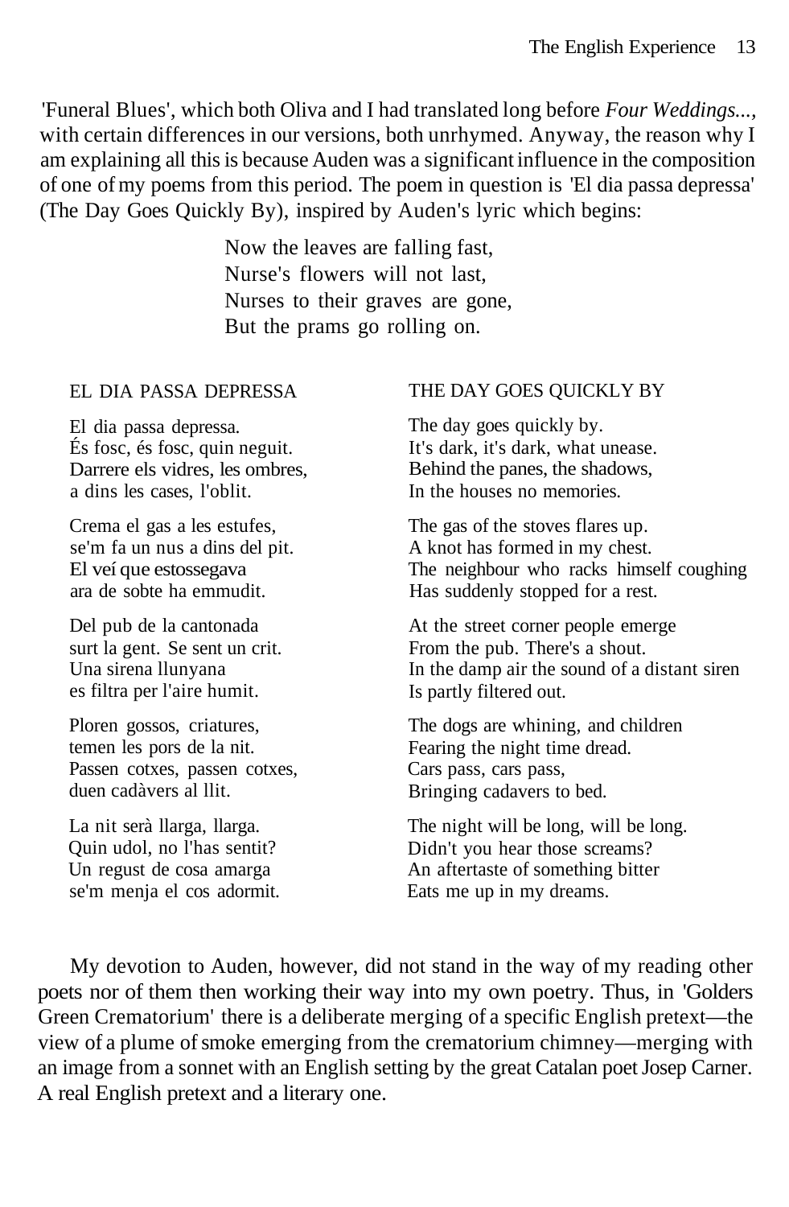'Funeral Blues', which both Oliva and I had translated long before *Four Weddings...*, with certain differences in our versions, both unrhymed. Anyway, the reason why I am explaining all this is because Auden was a significant influence in the composition of one of my poems from this period. The poem in question is 'El dia passa depressa' (The Day Goes Quickly By), inspired by Auden's lyric which begins:

> Now the leaves are falling fast,  
> Nurse's flowers will not last,  
> Nurses to their graves are gone,  
> But the prams go rolling on.

EL DIA PASSA DEPRESSA

El dia passa depressa.  
És fosc, és fosc, quin neguit.  
Darrere els vidres, les ombres,  
a dins les cases, l'oblit.

Crema el gas a les estufes,  
se'm fa un nus a dins del pit.  
El veí que estossegava  
ara de sobte ha emmudit.

Del pub de la cantonada  
surt la gent. Se sent un crit.  
Una sirena llunyana  
es filtra per l'aire humit.

Ploren gossos, criatures,  
temen les pors de la nit.  
Passen cotxes, passen cotxes,  
duen cadàvers al llit.

La nit serà llarga, llarga.  
Quin udol, no l'has sentit?  
Un regust de cosa amarga  
se'm menja el cos adormit.

THE DAY GOES QUICKLY BY

The day goes quickly by.  
It's dark, it's dark, what unease.  
Behind the panes, the shadows,  
In the houses no memories.

The gas of the stoves flares up.  
A knot has formed in my chest.  
The neighbour who racks himself coughing  
Has suddenly stopped for a rest.

At the street corner people emerge  
From the pub. There's a shout.  
In the damp air the sound of a distant siren  
Is partly filtered out.

The dogs are whining, and children  
Fearing the night time dread.  
Cars pass, cars pass,  
Bringing cadavers to bed.

The night will be long, will be long.  
Didn't you hear those screams?  
An aftertaste of something bitter  
Eats me up in my dreams.

My devotion to Auden, however, did not stand in the way of my reading other poets nor of them then working their way into my own poetry. Thus, in 'Golders Green Crematorium' there is a deliberate merging of a specific English pretext—the view of a plume of smoke emerging from the crematorium chimney—merging with an image from a sonnet with an English setting by the great Catalan poet Josep Carner. A real English pretext and a literary one.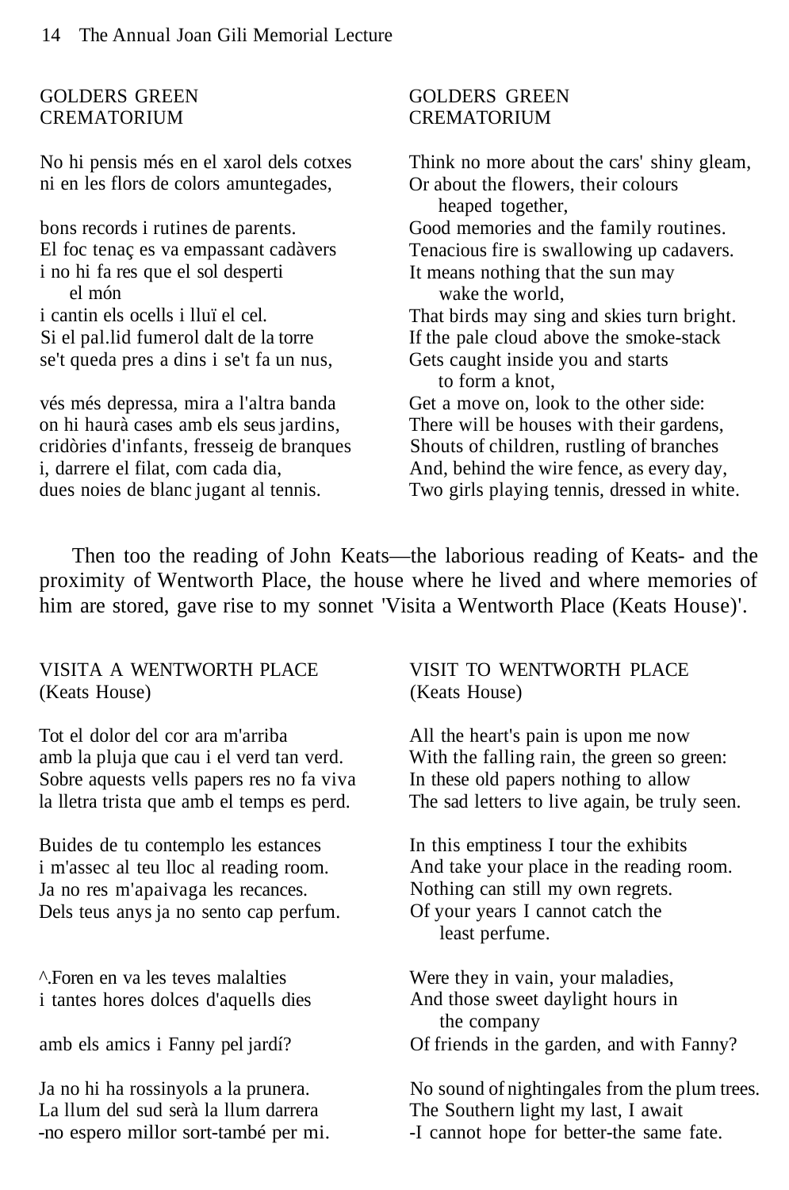GOLDERS GREEN
CREMATORIUM

No hi pensis més en el xarol dels cotxes
ni en les flors de colors amuntegades,

bons records i rutines de parents.
El foc tenaç es va empassant cadàvers
i no hi fa res que el sol desperti
el món
i cantin els ocells i lluï el cel.
Si el pal.lid fumerol dalt de la torre
se't queda pres a dins i se't fa un nus,

vés més depressa, mira a l'altra banda
on hi haurà cases amb els seus jardins,
cridòries d'infants, fresseig de branques
i, darrere el filat, com cada dia,
dues noies de blanc jugant al tennis.

GOLDERS GREEN
CREMATORIUM

Think no more about the cars' shiny gleam,
Or about the flowers, their colours
heaped together,
Good memories and the family routines.
Tenacious fire is swallowing up cadavers.
It means nothing that the sun may
wake the world,
That birds may sing and skies turn bright.
If the pale cloud above the smoke-stack
Gets caught inside you and starts
to form a knot,
Get a move on, look to the other side:
There will be houses with their gardens,
Shouts of children, rustling of branches
And, behind the wire fence, as every day,
Two girls playing tennis, dressed in white.

Then too the reading of John Keats—the laborious reading of Keats- and the proximity of Wentworth Place, the house where he lived and where memories of him are stored, gave rise to my sonnet 'Visita a Wentworth Place (Keats House)'.

VISITA A WENTWORTH PLACE
(Keats House)

Tot el dolor del cor ara m'arriba
amb la pluja que cau i el verd tan verd.
Sobre aquests vells papers res no fa viva
la lletra trista que amb el temps es perd.

Buides de tu contemplo les estances
i m'assec al teu lloc al reading room.
Ja no res m'apaivaga les recances.
Dels teus anys ja no sento cap perfum.

^.Foren en va les teves malalties
i tantes hores dolces d'aquells dies

amb els amics i Fanny pel jardí?

Ja no hi ha rossinyols a la prunera.
La llum del sud serà la llum darrera
-no espero millor sort-també per mi.

VISIT TO WENTWORTH PLACE
(Keats House)

All the heart's pain is upon me now
With the falling rain, the green so green:
In these old papers nothing to allow
The sad letters to live again, be truly seen.

In this emptiness I tour the exhibits
And take your place in the reading room.
Nothing can still my own regrets.
Of your years I cannot catch the
least perfume.

Were they in vain, your maladies,
And those sweet daylight hours in
the company
Of friends in the garden, and with Fanny?

No sound of nightingales from the plum trees.
The Southern light my last, I await
-I cannot hope for better-the same fate.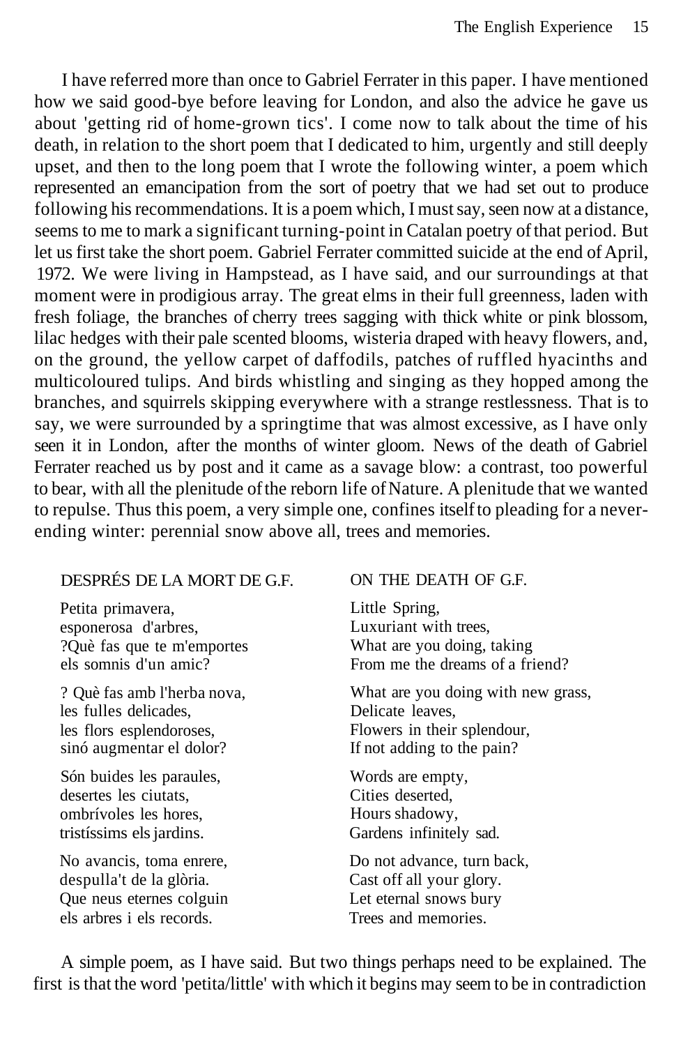I have referred more than once to Gabriel Ferrater in this paper. I have mentioned how we said good-bye before leaving for London, and also the advice he gave us about 'getting rid of home-grown tics'. I come now to talk about the time of his death, in relation to the short poem that I dedicated to him, urgently and still deeply upset, and then to the long poem that I wrote the following winter, a poem which represented an emancipation from the sort of poetry that we had set out to produce following his recommendations. It is a poem which, I must say, seen now at a distance, seems to me to mark a significant turning-point in Catalan poetry of that period. But let us first take the short poem. Gabriel Ferrater committed suicide at the end of April, 1972. We were living in Hampstead, as I have said, and our surroundings at that moment were in prodigious array. The great elms in their full greenness, laden with fresh foliage, the branches of cherry trees sagging with thick white or pink blossom, lilac hedges with their pale scented blooms, wisteria draped with heavy flowers, and, on the ground, the yellow carpet of daffodils, patches of ruffled hyacinths and multicoloured tulips. And birds whistling and singing as they hopped among the branches, and squirrels skipping everywhere with a strange restlessness. That is to say, we were surrounded by a springtime that was almost excessive, as I have only seen it in London, after the months of winter gloom. News of the death of Gabriel Ferrater reached us by post and it came as a savage blow: a contrast, too powerful to bear, with all the plenitude of the reborn life of Nature. A plenitude that we wanted to repulse. Thus this poem, a very simple one, confines itself to pleading for a never-ending winter: perennial snow above all, trees and memories.

DESPRÉS DE LA MORT DE G.F.

Petita primavera,
esponerosa d'arbres,
?Què fas que te m'emportes
els somnis d'un amic?

? Què fas amb l'herba nova,
les fulles delicades,
les flors esplendoroses,
sinó augmentar el dolor?

Són buides les paraules,
desertes les ciutats,
ombrívoles les hores,
tristíssims els jardins.

No avancis, toma enrere,
despulla't de la glòria.
Que neus eternes colguin
els arbres i els records.

ON THE DEATH OF G.F.

Little Spring,
Luxuriant with trees,
What are you doing, taking
From me the dreams of a friend?

What are you doing with new grass,
Delicate leaves,
Flowers in their splendour,
If not adding to the pain?

Words are empty,
Cities deserted,
Hours shadowy,
Gardens infinitely sad.

Do not advance, turn back,
Cast off all your glory.
Let eternal snows bury
Trees and memories.

A simple poem, as I have said. But two things perhaps need to be explained. The first is that the word 'petita/little' with which it begins may seem to be in contradiction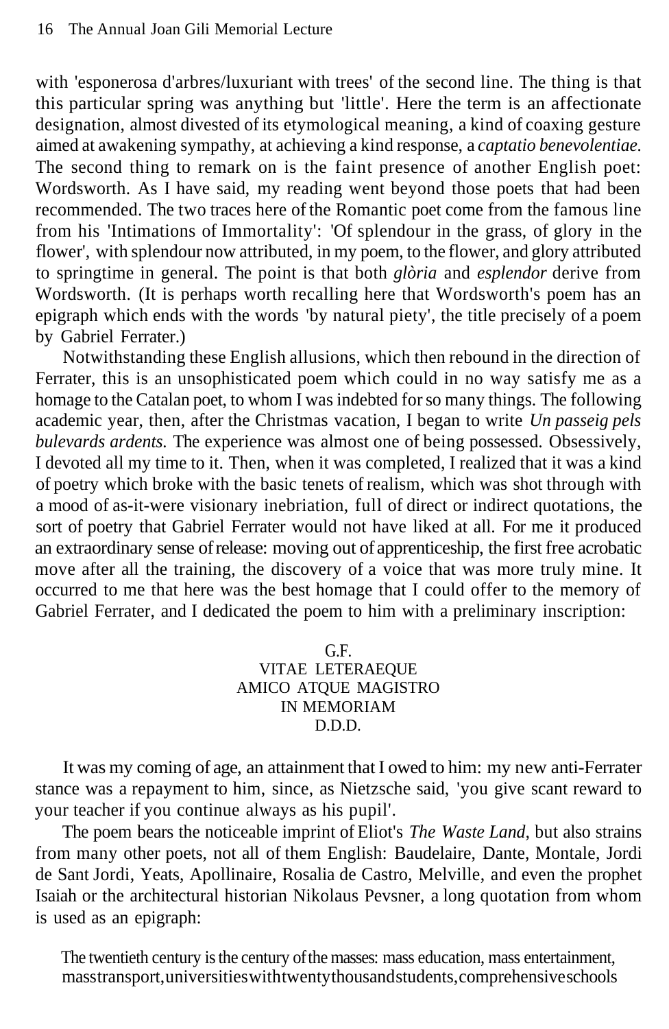with 'esponerosa d'arbres/luxuriant with trees' of the second line. The thing is that this particular spring was anything but 'little'. Here the term is an affectionate designation, almost divested of its etymological meaning, a kind of coaxing gesture aimed at awakening sympathy, at achieving a kind response, a *captatio benevolentiae.* The second thing to remark on is the faint presence of another English poet: Wordsworth. As I have said, my reading went beyond those poets that had been recommended. The two traces here of the Romantic poet come from the famous line from his 'Intimations of Immortality': 'Of splendour in the grass, of glory in the flower', with splendour now attributed, in my poem, to the flower, and glory attributed to springtime in general. The point is that both *glòria* and *esplendor* derive from Wordsworth. (It is perhaps worth recalling here that Wordsworth's poem has an epigraph which ends with the words 'by natural piety', the title precisely of a poem by Gabriel Ferrater.)

Notwithstanding these English allusions, which then rebound in the direction of Ferrater, this is an unsophisticated poem which could in no way satisfy me as a homage to the Catalan poet, to whom I was indebted for so many things. The following academic year, then, after the Christmas vacation, I began to write *Un passeig pels bulevards ardents.* The experience was almost one of being possessed. Obsessively, I devoted all my time to it. Then, when it was completed, I realized that it was a kind of poetry which broke with the basic tenets of realism, which was shot through with a mood of as-it-were visionary inebriation, full of direct or indirect quotations, the sort of poetry that Gabriel Ferrater would not have liked at all. For me it produced an extraordinary sense of release: moving out of apprenticeship, the first free acrobatic move after all the training, the discovery of a voice that was more truly mine. It occurred to me that here was the best homage that I could offer to the memory of Gabriel Ferrater, and I dedicated the poem to him with a preliminary inscription:

G.F.  
VITAE LETERAEQUE  
AMICO ATQUE MAGISTRO  
IN MEMORIAM  
D.D.D.

It was my coming of age, an attainment that I owed to him: my new anti-Ferrater stance was a repayment to him, since, as Nietzsche said, 'you give scant reward to your teacher if you continue always as his pupil'.

The poem bears the noticeable imprint of Eliot's *The Waste Land,* but also strains from many other poets, not all of them English: Baudelaire, Dante, Montale, Jordi de Sant Jordi, Yeats, Apollinaire, Rosalia de Castro, Melville, and even the prophet Isaiah or the architectural historian Nikolaus Pevsner, a long quotation from whom is used as an epigraph:

> The twentieth century is the century of the masses: mass education, mass entertainment, mass transport, universities with twenty thousand students, comprehensive schools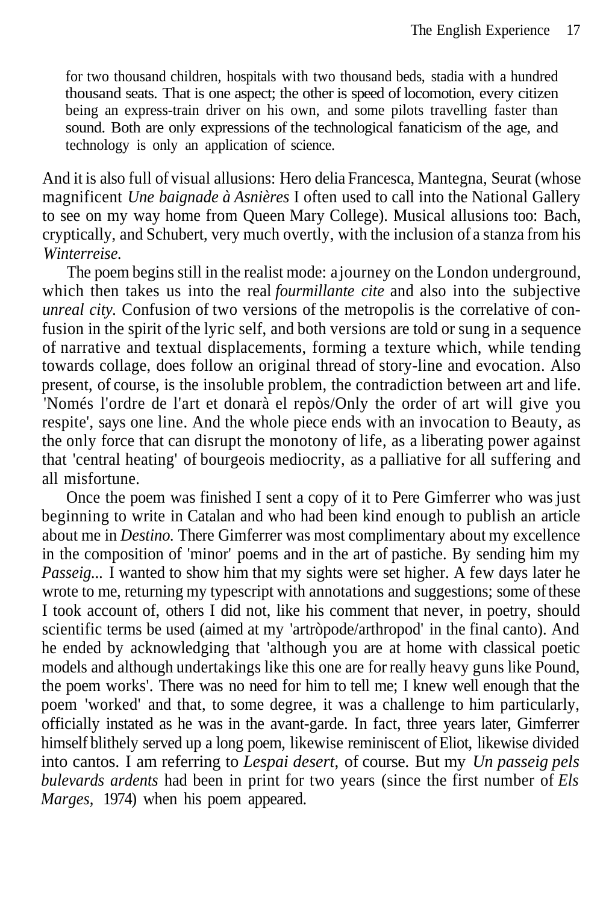> for two thousand children, hospitals with two thousand beds, stadia with a hundred thousand seats. That is one aspect; the other is speed of locomotion, every citizen being an express-train driver on his own, and some pilots travelling faster than sound. Both are only expressions of the technological fanaticism of the age, and technology is only an application of science.

And it is also full of visual allusions: Hero delia Francesca, Mantegna, Seurat (whose magnificent *Une baignade à Asnières* I often used to call into the National Gallery to see on my way home from Queen Mary College). Musical allusions too: Bach, cryptically, and Schubert, very much overtly, with the inclusion of a stanza from his *Winterreise.*

The poem begins still in the realist mode: a journey on the London underground, which then takes us into the real *fourmillante cite* and also into the subjective *unreal city.* Confusion of two versions of the metropolis is the correlative of confusion in the spirit of the lyric self, and both versions are told or sung in a sequence of narrative and textual displacements, forming a texture which, while tending towards collage, does follow an original thread of story-line and evocation. Also present, of course, is the insoluble problem, the contradiction between art and life. 'Només l'ordre de l'art et donarà el repòs/Only the order of art will give you respite', says one line. And the whole piece ends with an invocation to Beauty, as the only force that can disrupt the monotony of life, as a liberating power against that 'central heating' of bourgeois mediocrity, as a palliative for all suffering and all misfortune.

Once the poem was finished I sent a copy of it to Pere Gimferrer who was just beginning to write in Catalan and who had been kind enough to publish an article about me in *Destino.* There Gimferrer was most complimentary about my excellence in the composition of 'minor' poems and in the art of pastiche. By sending him my *Passeig...* I wanted to show him that my sights were set higher. A few days later he wrote to me, returning my typescript with annotations and suggestions; some of these I took account of, others I did not, like his comment that never, in poetry, should scientific terms be used (aimed at my 'artròpode/arthropod' in the final canto). And he ended by acknowledging that 'although you are at home with classical poetic models and although undertakings like this one are for really heavy guns like Pound, the poem works'. There was no need for him to tell me; I knew well enough that the poem 'worked' and that, to some degree, it was a challenge to him particularly, officially instated as he was in the avant-garde. In fact, three years later, Gimferrer himself blithely served up a long poem, likewise reminiscent of Eliot, likewise divided into cantos. I am referring to *Lespai desert,* of course. But my *Un passeig pels bulevards ardents* had been in print for two years (since the first number of *Els Marges,* 1974) when his poem appeared.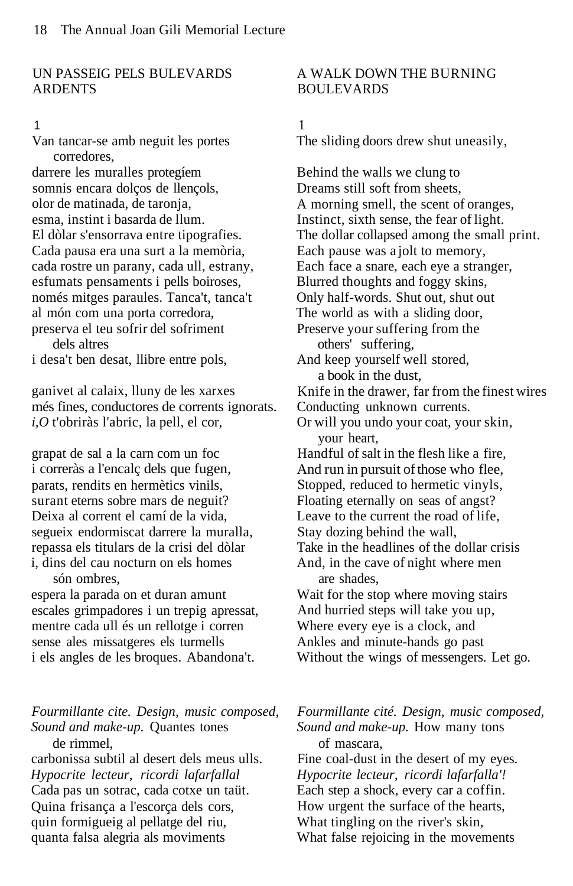UN PASSEIG PELS BULEVARDS ARDENTS

1

Van tancar-se amb neguit les portes
corredores,
darrere les muralles protegíem
somnis encara dolços de llençols,
olor de matinada, de taronja,
esma, instint i basarda de llum.
El dòlar s'ensorrava entre tipografies.
Cada pausa era una surt a la memòria,
cada rostre un parany, cada ull, estrany,
esfumats pensaments i pells boiroses,
només mitges paraules. Tanca't, tanca't
al món com una porta corredora,
preserva el teu sofrir del sofriment
dels altres
i desa't ben desat, llibre entre pols,

ganivet al calaix, lluny de les xarxes
més fines, conductores de corrents ignorats.
*i,O* t'obriràs l'abric, la pell, el cor,

grapat de sal a la carn com un foc
i correràs a l'encalç dels que fugen,
parats, rendits en hermètics vinils,
surant eterns sobre mars de neguit?
Deixa al corrent el camí de la vida,
segueix endormiscat darrere la muralla,
repassa els titulars de la crisi del dòlar
i, dins del cau nocturn on els homes
són ombres,
espera la parada on et duran amunt
escales grimpadores i un trepig apressat,
mentre cada ull és un rellotge i corren
sense ales missatgeres els turmells
i els angles de les broques. Abandona't.

*Fourmillante cite. Design, music composed,*
*Sound and make-up.* Quantes tones
de rimmel,
carbonissa subtil al desert dels meus ulls.
*Hypocrite lecteur, ricordi lafarfallal*
Cada pas un sotrac, cada cotxe un taüt.
Quina frisança a l'escorça dels cors,
quin formigueig al pellatge del riu,
quanta falsa alegria als moviments

A WALK DOWN THE BURNING BOULEVARDS

1

The sliding doors drew shut uneasily,

Behind the walls we clung to
Dreams still soft from sheets,
A morning smell, the scent of oranges,
Instinct, sixth sense, the fear of light.
The dollar collapsed among the small print.
Each pause was a jolt to memory,
Each face a snare, each eye a stranger,
Blurred thoughts and foggy skins,
Only half-words. Shut out, shut out
The world as with a sliding door,
Preserve your suffering from the
others' suffering,
And keep yourself well stored,
a book in the dust,
Knife in the drawer, far from the finest wires
Conducting unknown currents.
Or will you undo your coat, your skin,
your heart,
Handful of salt in the flesh like a fire,
And run in pursuit of those who flee,
Stopped, reduced to hermetic vinyls,
Floating eternally on seas of angst?
Leave to the current the road of life,
Stay dozing behind the wall,
Take in the headlines of the dollar crisis
And, in the cave of night where men
are shades,
Wait for the stop where moving stairs
And hurried steps will take you up,
Where every eye is a clock, and
Ankles and minute-hands go past
Without the wings of messengers. Let go.

*Fourmillante cité. Design, music composed,*
*Sound and make-up.* How many tons
of mascara,
Fine coal-dust in the desert of my eyes.
*Hypocrite lecteur, ricordi lafarfalla'!*
Each step a shock, every car a coffin.
How urgent the surface of the hearts,
What tingling on the river's skin,
What false rejoicing in the movements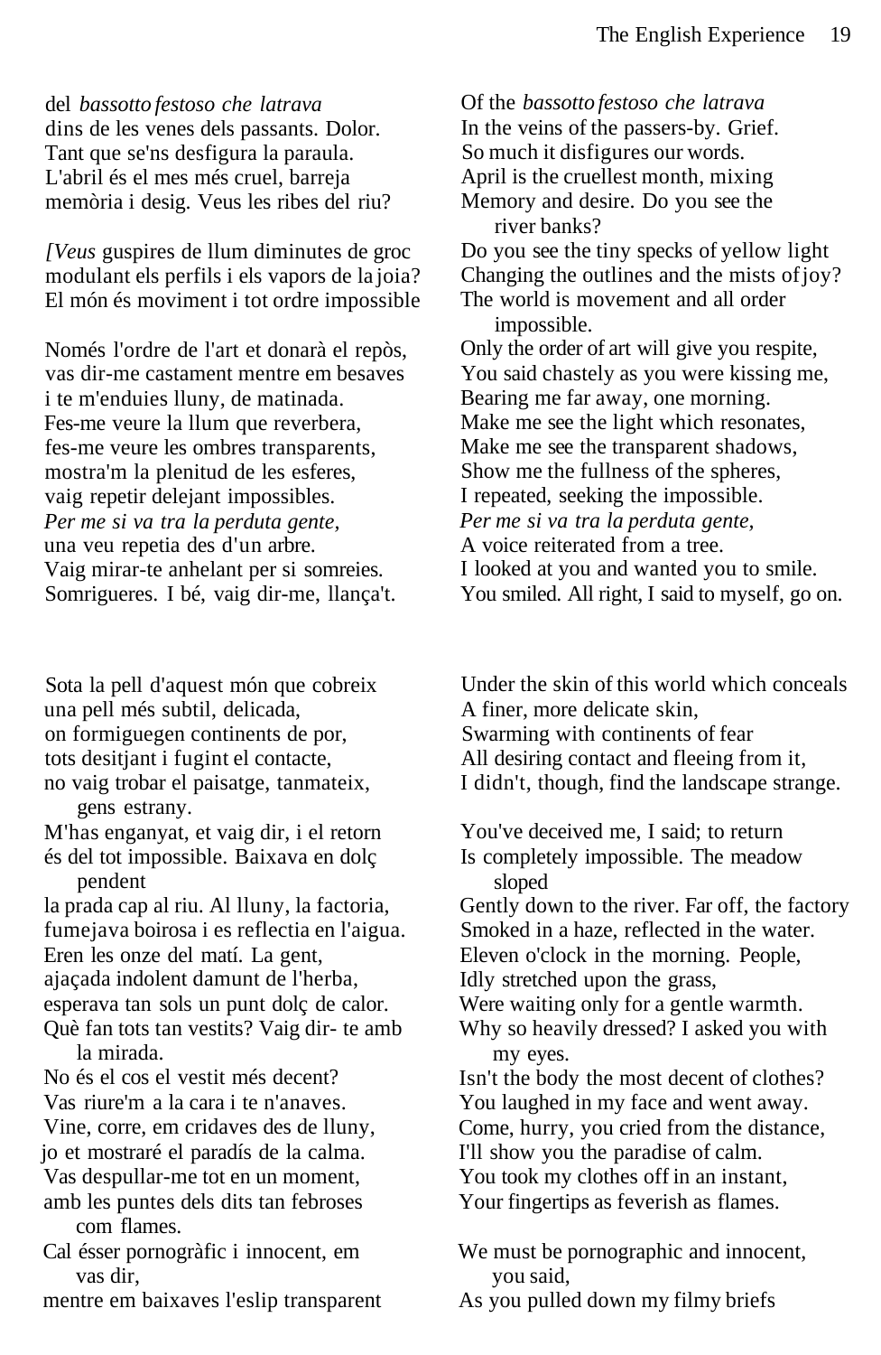del *bassotto festoso che latrava*
dins de les venes dels passants. Dolor.
Tant que se'ns desfigura la paraula.
L'abril és el mes més cruel, barreja
memòria i desig. Veus les ribes del riu?

*[Veus* guspires de llum diminutes de groc
modulant els perfils i els vapors de la joia?
El món és moviment i tot ordre impossible

Només l'ordre de l'art et donarà el repòs,
vas dir-me castament mentre em besaves
i te m'enduies lluny, de matinada.
Fes-me veure la llum que reverbera,
fes-me veure les ombres transparents,
mostra'm la plenitud de les esferes,
vaig repetir delejant impossibles.
*Per me si va tra la perduta gente,*
una veu repetia des d'un arbre.
Vaig mirar-te anhelant per si somreies.
Somrigueres. I bé, vaig dir-me, llança't.

Of the *bassotto festoso che latrava*
In the veins of the passers-by. Grief.
So much it disfigures our words.
April is the cruellest month, mixing
Memory and desire. Do you see the
river banks?
Do you see the tiny specks of yellow light
Changing the outlines and the mists of joy?
The world is movement and all order
impossible.
Only the order of art will give you respite,
You said chastely as you were kissing me,
Bearing me far away, one morning.
Make me see the light which resonates,
Make me see the transparent shadows,
Show me the fullness of the spheres,
I repeated, seeking the impossible.
*Per me si va tra la perduta gente,*
A voice reiterated from a tree.
I looked at you and wanted you to smile.
You smiled. All right, I said to myself, go on.

Sota la pell d'aquest món que cobreix
una pell més subtil, delicada,
on formiguegen continents de por,
tots desitjant i fugint el contacte,
no vaig trobar el paisatge, tanmateix,
gens estrany.
M'has enganyat, et vaig dir, i el retorn
és del tot impossible. Baixava en dolç
pendent
la prada cap al riu. Al lluny, la factoria,
fumejava boirosa i es reflectia en l'aigua.
Eren les onze del matí. La gent,
ajaçada indolent damunt de l'herba,
esperava tan sols un punt dolç de calor.
Què fan tots tan vestits? Vaig dir- te amb
la mirada.
No és el cos el vestit més decent?
Vas riure'm a la cara i te n'anaves.
Vine, corre, em cridaves des de lluny,
jo et mostraré el paradís de la calma.
Vas despullar-me tot en un moment,
amb les puntes dels dits tan febroses
com flames.
Cal ésser pornogràfic i innocent, em
vas dir,
mentre em baixaves l'eslip transparent

Under the skin of this world which conceals
A finer, more delicate skin,
Swarming with continents of fear
All desiring contact and fleeing from it,
I didn't, though, find the landscape strange.

You've deceived me, I said; to return
Is completely impossible. The meadow
sloped
Gently down to the river. Far off, the factory
Smoked in a haze, reflected in the water.
Eleven o'clock in the morning. People,
Idly stretched upon the grass,
Were waiting only for a gentle warmth.
Why so heavily dressed? I asked you with
my eyes.
Isn't the body the most decent of clothes?
You laughed in my face and went away.
Come, hurry, you cried from the distance,
I'll show you the paradise of calm.
You took my clothes off in an instant,
Your fingertips as feverish as flames.

We must be pornographic and innocent,
you said,
As you pulled down my filmy briefs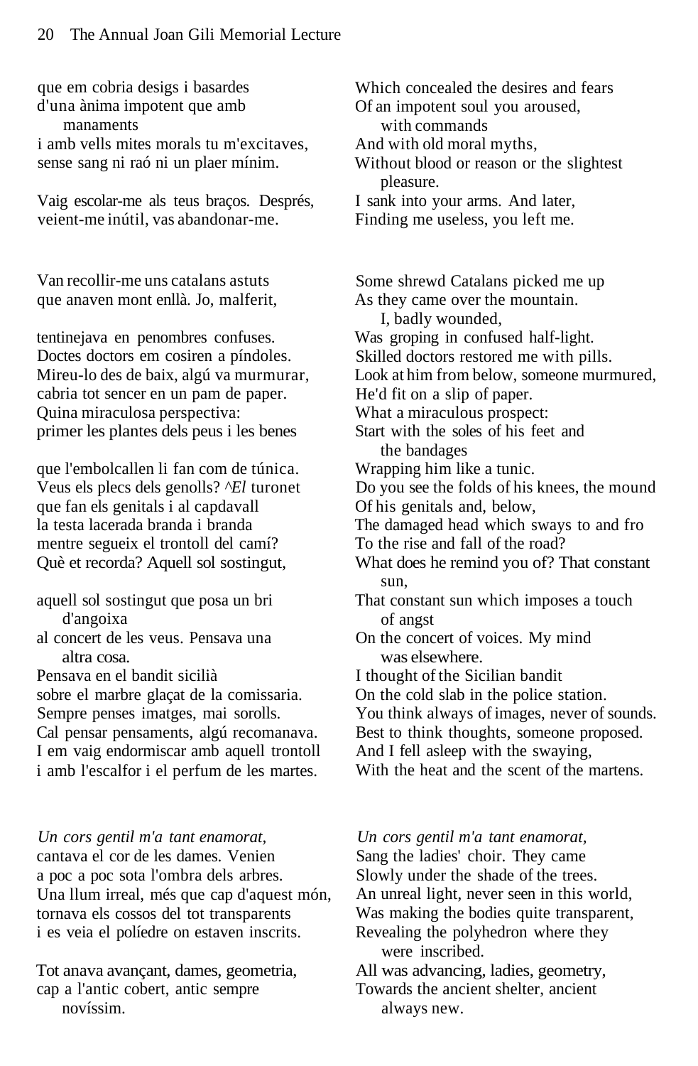que em cobria desigs i basardes
d'una ànima impotent que amb
manaments
i amb vells mites morals tu m'excitaves,
sense sang ni raó ni un plaer mínim.

Vaig escolar-me als teus braços. Després,
veient-me inútil, vas abandonar-me.

Van recollir-me uns catalans astuts
que anaven mont enllà. Jo, malferit,

tentinejava en penombres confuses.
Doctes doctors em cosiren a píndoles.
Mireu-lo des de baix, algú va murmurar,
cabria tot sencer en un pam de paper.
Quina miraculosa perspectiva:
primer les plantes dels peus i les benes

que l'embolcallen li fan com de túnica.
Veus els plecs dels genolls? ^*El* turonet
que fan els genitals i al capdavall
la testa lacerada branda i branda
mentre segueix el trontoll del camí?
Què et recorda? Aquell sol sostingut,

aquell sol sostingut que posa un bri
d'angoixa
al concert de les veus. Pensava una
altra cosa.
Pensava en el bandit sicilià
sobre el marbre glaçat de la comissaria.
Sempre penses imatges, mai sorolls.
Cal pensar pensaments, algú recomanava.
I em vaig endormiscar amb aquell trontoll
i amb l'escalfor i el perfum de les martes.

*Un cors gentil m'a tant enamorat,*
cantava el cor de les dames. Venien
a poc a poc sota l'ombra dels arbres.
Una llum irreal, més que cap d'aquest món,
tornava els cossos del tot transparents
i es veia el políedre on estaven inscrits.

Tot anava avançant, dames, geometria,
cap a l'antic cobert, antic sempre
novíssim.

---

Which concealed the desires and fears
Of an impotent soul you aroused,
with commands
And with old moral myths,
Without blood or reason or the slightest
pleasure.
I sank into your arms. And later,
Finding me useless, you left me.

Some shrewd Catalans picked me up
As they came over the mountain.
I, badly wounded,
Was groping in confused half-light.
Skilled doctors restored me with pills.
Look at him from below, someone murmured,
He'd fit on a slip of paper.
What a miraculous prospect:
Start with the soles of his feet and
the bandages
Wrapping him like a tunic.
Do you see the folds of his knees, the mound
Of his genitals and, below,
The damaged head which sways to and fro
To the rise and fall of the road?
What does he remind you of? That constant
sun,
That constant sun which imposes a touch
of angst
On the concert of voices. My mind
was elsewhere.
I thought of the Sicilian bandit
On the cold slab in the police station.
You think always of images, never of sounds.
Best to think thoughts, someone proposed.
And I fell asleep with the swaying,
With the heat and the scent of the martens.

*Un cors gentil m'a tant enamorat,*
Sang the ladies' choir. They came
Slowly under the shade of the trees.
An unreal light, never seen in this world,
Was making the bodies quite transparent,
Revealing the polyhedron where they
were inscribed.
All was advancing, ladies, geometry,
Towards the ancient shelter, ancient
always new.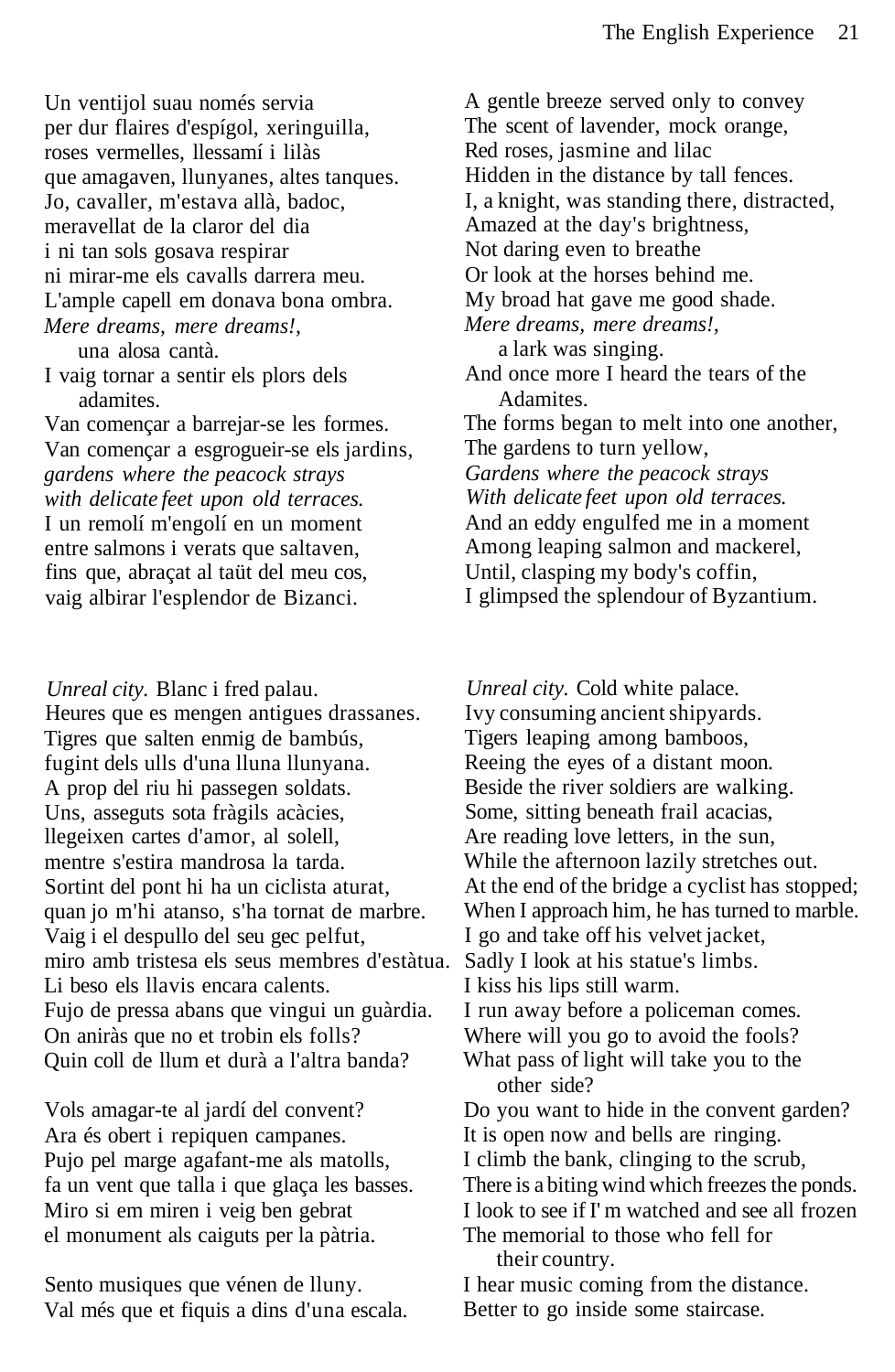Un ventijol suau només servia
per dur flaires d'espígol, xeringuilla,
roses vermelles, llessamí i lilàs
que amagaven, llunyanes, altes tanques.
Jo, cavaller, m'estava allà, badoc,
meravellat de la claror del dia
i ni tan sols gosava respirar
ni mirar-me els cavalls darrera meu.
L'ample capell em donava bona ombra.
*Mere dreams, mere dreams!*,
 una alosa cantà.
I vaig tornar a sentir els plors dels
 adamites.
Van començar a barrejar-se les formes.
Van començar a esgrogueir-se els jardins,
*gardens where the peacock strays*
*with delicate feet upon old terraces.*
I un remolí m'engolí en un moment
entre salmons i verats que saltaven,
fins que, abraçat al taüt del meu cos,
vaig albirar l'esplendor de Bizanci.

A gentle breeze served only to convey
The scent of lavender, mock orange,
Red roses, jasmine and lilac
Hidden in the distance by tall fences.
I, a knight, was standing there, distracted,
Amazed at the day's brightness,
Not daring even to breathe
Or look at the horses behind me.
My broad hat gave me good shade.
*Mere dreams, mere dreams!,*
 a lark was singing.
And once more I heard the tears of the
 Adamites.
The forms began to melt into one another,
The gardens to turn yellow,
*Gardens where the peacock strays*
*With delicate feet upon old terraces.*
And an eddy engulfed me in a moment
Among leaping salmon and mackerel,
Until, clasping my body's coffin,
I glimpsed the splendour of Byzantium.

*Unreal city.* Blanc i fred palau.
Heures que es mengen antigues drassanes.
Tigres que salten enmig de bambús,
fugint dels ulls d'una lluna llunyana.
A prop del riu hi passegen soldats.
Uns, asseguts sota fràgils acàcies,
llegeixen cartes d'amor, al solell,
mentre s'estira mandrosa la tarda.
Sortint del pont hi ha un ciclista aturat,
quan jo m'hi atanso, s'ha tornat de marbre.
Vaig i el despullo del seu gec pelfut,
miro amb tristesa els seus membres d'estàtua.
Li beso els llavis encara calents.
Fujo de pressa abans que vingui un guàrdia.
On aniràs que no et trobin els folls?
Quin coll de llum et durà a l'altra banda?

Vols amagar-te al jardí del convent?
Ara és obert i repiquen campanes.
Pujo pel marge agafant-me als matolls,
fa un vent que talla i que glaça les basses.
Miro si em miren i veig ben gebrat
el monument als caiguts per la pàtria.

Sento musiques que vénen de lluny.
Val més que et fiquis a dins d'una escala.

*Unreal city.* Cold white palace.
Ivy consuming ancient shipyards.
Tigers leaping among bamboos,
Reeing the eyes of a distant moon.
Beside the river soldiers are walking.
Some, sitting beneath frail acacias,
Are reading love letters, in the sun,
While the afternoon lazily stretches out.
At the end of the bridge a cyclist has stopped;
When I approach him, he has turned to marble.
I go and take off his velvet jacket,
Sadly I look at his statue's limbs.
I kiss his lips still warm.
I run away before a policeman comes.
Where will you go to avoid the fools?
What pass of light will take you to the
 other side?

Do you want to hide in the convent garden?
It is open now and bells are ringing.
I climb the bank, clinging to the scrub,
There is a biting wind which freezes the ponds.
I look to see if I' m watched and see all frozen
The memorial to those who fell for
 their country.

I hear music coming from the distance.
Better to go inside some staircase.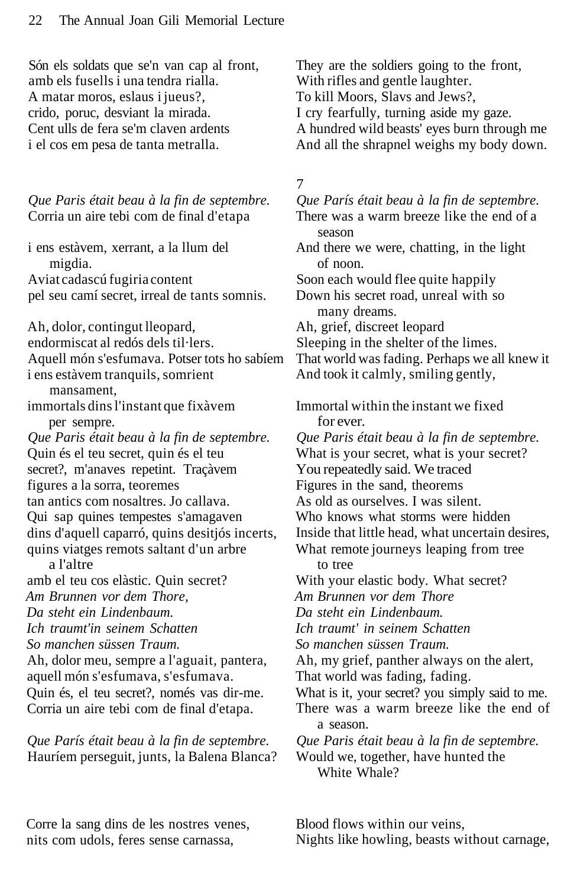Són els soldats que se'n van cap al front,
amb els fusells i una tendra rialla.
A matar moros, eslaus i jueus?,
crido, poruc, desviant la mirada.
Cent ulls de fera se'm claven ardents
i el cos em pesa de tanta metralla.

They are the soldiers going to the front,
With rifles and gentle laughter.
To kill Moors, Slavs and Jews?,
I cry fearfully, turning aside my gaze.
A hundred wild beasts' eyes burn through me
And all the shrapnel weighs my body down.

7

*Que Paris était beau à la fin de septembre.*
Corria un aire tebi com de final d'etapa

i ens estàvem, xerrant, a la llum del migdia.
Aviat cadascú fugiria content
pel seu camí secret, irreal de tants somnis.

Ah, dolor, contingut lleopard,
endormiscat al redós dels til·lers.
Aquell món s'esfumava. Potser tots ho sabíem
i ens estàvem tranquils, somrient mansament,
immortals dins l'instant que fixàvem per sempre.
*Que Paris était beau à la fin de septembre.*
Quin és el teu secret, quin és el teu
secret?, m'anaves repetint. Traçàvem
figures a la sorra, teoremes
tan antics com nosaltres. Jo callava.
Qui sap quines tempestes s'amagaven
dins d'aquell caparró, quins desitjós incerts,
quins viatges remots saltant d'un arbre a l'altre
amb el teu cos elàstic. Quin secret?
*Am Brunnen vor dem Thore,*
*Da steht ein Lindenbaum.*
*Ich traumt'in seinem Schatten*
*So manchen süssen Traum.*
Ah, dolor meu, sempre a l'aguait, pantera,
aquell món s'esfumava, s'esfumava.
Quin és, el teu secret?, només vas dir-me.
Corria un aire tebi com de final d'etapa.

*Que París était beau à la fin de septembre.*
Hauríem perseguit, junts, la Balena Blanca?

*Que París était beau à la fin de septembre.*
There was a warm breeze like the end of a season
And there we were, chatting, in the light of noon.
Soon each would flee quite happily
Down his secret road, unreal with so many dreams.
Ah, grief, discreet leopard
Sleeping in the shelter of the limes.
That world was fading. Perhaps we all knew it
And took it calmly, smiling gently,

Immortal within the instant we fixed for ever.
*Que Paris était beau à la fin de septembre.*
What is your secret, what is your secret?
You repeatedly said. We traced
Figures in the sand, theorems
As old as ourselves. I was silent.
Who knows what storms were hidden
Inside that little head, what uncertain desires,
What remote journeys leaping from tree to tree
With your elastic body. What secret?
*Am Brunnen vor dem Thore*
*Da steht ein Lindenbaum.*
*Ich traumt' in seinem Schatten*
*So manchen süssen Traum.*
Ah, my grief, panther always on the alert,
That world was fading, fading.
What is it, your secret? you simply said to me.
There was a warm breeze like the end of a season.

*Que Paris était beau à la fin de septembre.*
Would we, together, have hunted the White Whale?

Corre la sang dins de les nostres venes,
nits com udols, feres sense carnassa,

Blood flows within our veins,
Nights like howling, beasts without carnage,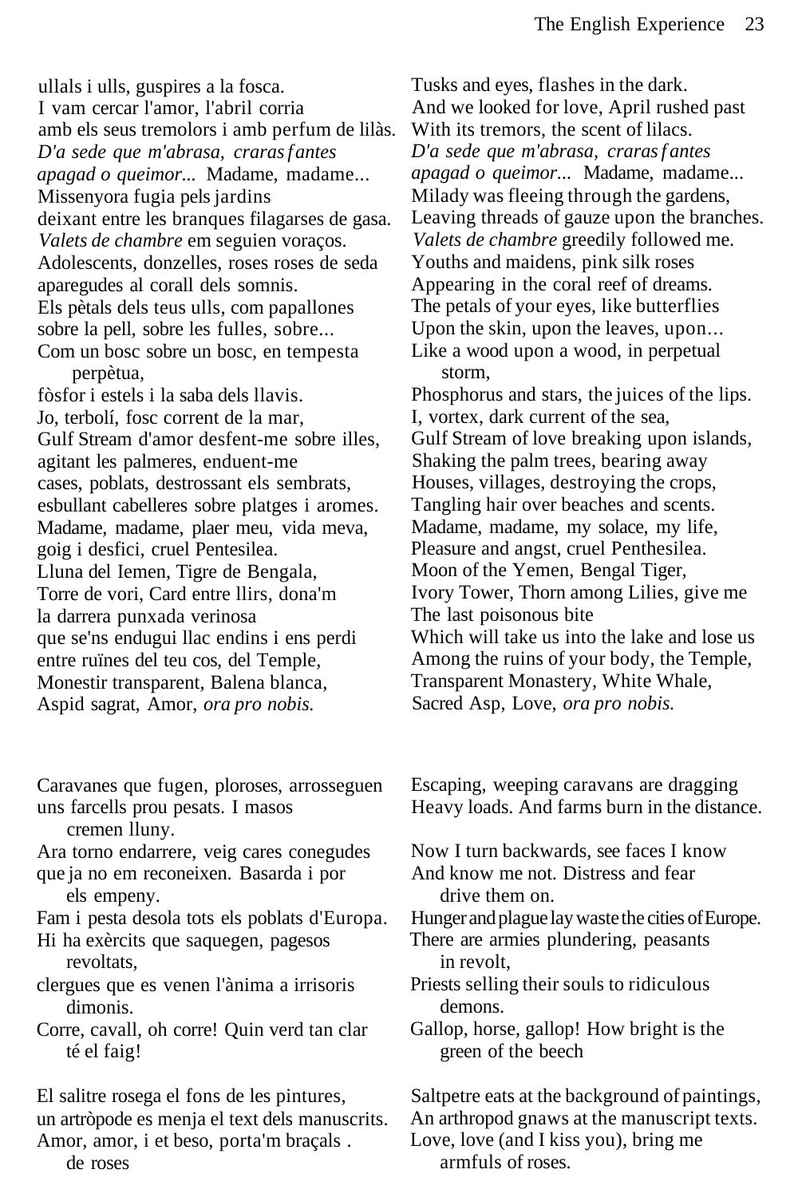ullals i ulls, guspires a la fosca.
I vam cercar l'amor, l'abril corria
amb els seus tremolors i amb perfum de lilàs.
*D'a sede que m'abrasa, craras fantes*
*apagad o queimor...* Madame, madame...
Missenyora fugia pels jardins
deixant entre les branques filagarses de gasa.
*Valets de chambre* em seguien voraços.
Adolescents, donzelles, roses roses de seda
aparegudes al corall dels somnis.
Els pètals dels teus ulls, com papallones
sobre la pell, sobre les fulles, sobre...
Com un bosc sobre un bosc, en tempesta
perpètua,
fòsfor i estels i la saba dels llavis.
Jo, terbolí, fosc corrent de la mar,
Gulf Stream d'amor desfent-me sobre illes,
agitant les palmeres, enduent-me
cases, poblats, destrossant els sembrats,
esbullant cabelleres sobre platges i aromes.
Madame, madame, plaer meu, vida meva,
goig i desfici, cruel Pentesilea.
Lluna del Iemen, Tigre de Bengala,
Torre de vori, Card entre llirs, dona'm
la darrera punxada verinosa
que se'ns endugui llac endins i ens perdi
entre ruïnes del teu cos, del Temple,
Monestir transparent, Balena blanca,
Aspid sagrat, Amor, *ora pro nobis.*

Tusks and eyes, flashes in the dark.
And we looked for love, April rushed past
With its tremors, the scent of lilacs.
*D'a sede que m'abrasa, craras fantes*
*apagad o queimor...* Madame, madame...
Milady was fleeing through the gardens,
Leaving threads of gauze upon the branches.
*Valets de chambre* greedily followed me.
Youths and maidens, pink silk roses
Appearing in the coral reef of dreams.
The petals of your eyes, like butterflies
Upon the skin, upon the leaves, upon...
Like a wood upon a wood, in perpetual
storm,
Phosphorus and stars, the juices of the lips.
I, vortex, dark current of the sea,
Gulf Stream of love breaking upon islands,
Shaking the palm trees, bearing away
Houses, villages, destroying the crops,
Tangling hair over beaches and scents.
Madame, madame, my solace, my life,
Pleasure and angst, cruel Penthesilea.
Moon of the Yemen, Bengal Tiger,
Ivory Tower, Thorn among Lilies, give me
The last poisonous bite
Which will take us into the lake and lose us
Among the ruins of your body, the Temple,
Transparent Monastery, White Whale,
Sacred Asp, Love, *ora pro nobis.*

Caravanes que fugen, ploroses, arrosseguen
uns farcells prou pesats. I masos
cremen lluny.
Ara torno endarrere, veig cares conegudes
que ja no em reconeixen. Basarda i por
els empeny.
Fam i pesta desola tots els poblats d'Europa.
Hi ha exèrcits que saquegen, pagesos
revoltats,
clergues que es venen l'ànima a irrisoris
dimonis.
Corre, cavall, oh corre! Quin verd tan clar
té el faig!

Escaping, weeping caravans are dragging
Heavy loads. And farms burn in the distance.

Now I turn backwards, see faces I know
And know me not. Distress and fear
drive them on.
Hunger and plague lay waste the cities of Europe.
There are armies plundering, peasants
in revolt,
Priests selling their souls to ridiculous
demons.
Gallop, horse, gallop! How bright is the
green of the beech

El salitre rosega el fons de les pintures,
un artròpode es menja el text dels manuscrits.
Amor, amor, i et beso, porta'm braçals .
de roses

Saltpetre eats at the background of paintings,
An arthropod gnaws at the manuscript texts.
Love, love (and I kiss you), bring me
armfuls of roses.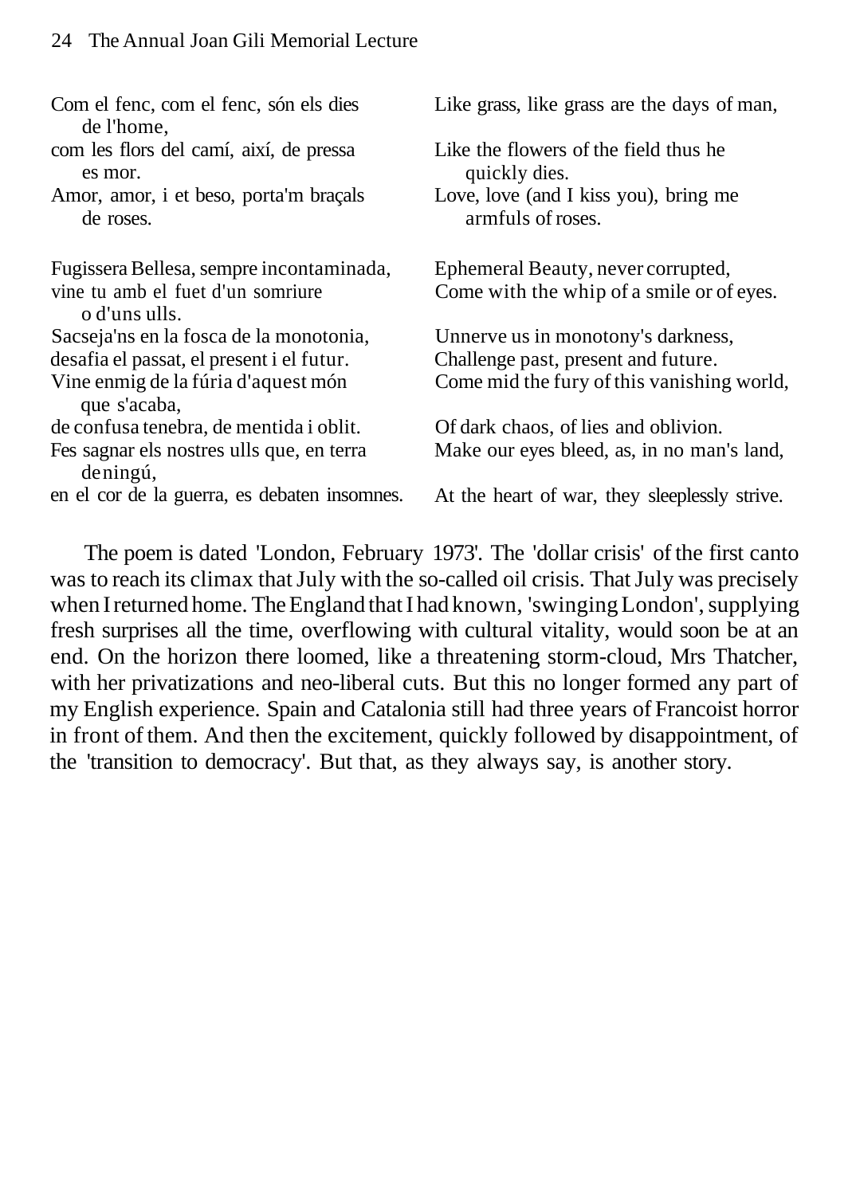| | |
|---|---|
| Com el fenc, com el fenc, són els dies de l'home, | Like grass, like grass are the days of man, |
| com les flors del camí, així, de pressa es mor. | Like the flowers of the field thus he quickly dies. |
| Amor, amor, i et beso, porta'm braçals de roses. | Love, love (and I kiss you), bring me armfuls of roses. |
| | |
| Fugissera Bellesa, sempre incontaminada, | Ephemeral Beauty, never corrupted, |
| vine tu amb el fuet d'un somriure o d'uns ulls. | Come with the whip of a smile or of eyes. |
| Sacseja'ns en la fosca de la monotonia, | Unnerve us in monotony's darkness, |
| desafia el passat, el present i el futur. | Challenge past, present and future. |
| Vine enmig de la fúria d'aquest món que s'acaba, | Come mid the fury of this vanishing world, |
| de confusa tenebra, de mentida i oblit. | Of dark chaos, of lies and oblivion. |
| Fes sagnar els nostres ulls que, en terra de ningú, | Make our eyes bleed, as, in no man's land, |
| en el cor de la guerra, es debaten insomnes. | At the heart of war, they sleeplessly strive. |

The poem is dated 'London, February 1973'. The 'dollar crisis' of the first canto was to reach its climax that July with the so-called oil crisis. That July was precisely when I returned home. The England that I had known, 'swinging London', supplying fresh surprises all the time, overflowing with cultural vitality, would soon be at an end. On the horizon there loomed, like a threatening storm-cloud, Mrs Thatcher, with her privatizations and neo-liberal cuts. But this no longer formed any part of my English experience. Spain and Catalonia still had three years of Francoist horror in front of them. And then the excitement, quickly followed by disappointment, of the 'transition to democracy'. But that, as they always say, is another story.